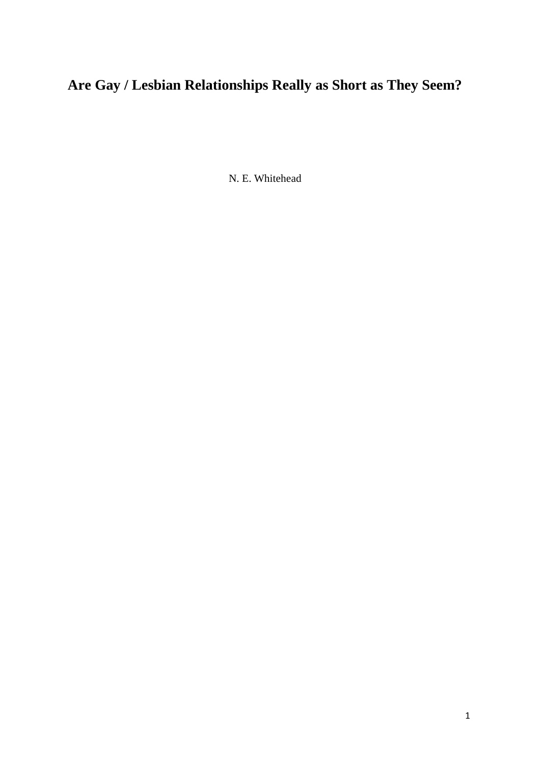# Are Gay / Lesbian Relationships Really as Short as They Seem?

N. E. Whitehead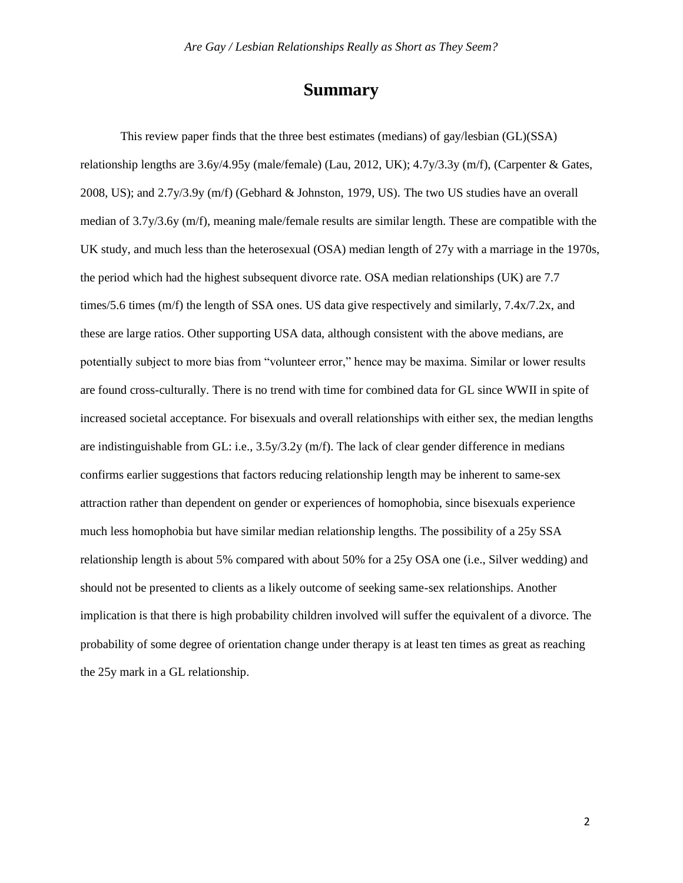# Summary

This review paper finds that the three best estimates (medians) of gay/lesbian (GL)(SSA) relationship lengths are 3.6y/4.95y (male/female) (Lau, 2012, UK); 4.7y/3.3y (m/f), (Carpenter & Gates, 2008, US); and 2.7y/3.9y (m/f) (Gebhard & Johnston, 1979, US). The two US studies have an overall median of 3.7y/3.6y (m/f), meaning male/female results are similar length. These are compatible with the UK study, and much less than the heterosexual (OSA) median length of 27y with a marriage in the 1970s, the period which had the highest subsequent divorce rate. OSA median relationships (UK) are 7.7 times/5.6 times (m/f) the length of SSA ones. US data give respectively and similarly, 7.4x/7.2x, and these are large ratios. Other supporting USA data, although consistent with the above medians, are potentially subject to more bias from "volunteer error," hence may be maxima. Similar or lower results are found cross-culturally. There is no trend with time for combined data for GL since WWII in spite of increased societal acceptance. For bisexuals and overall relationships with either sex, the median lengths are indistinguishable from GL: i.e., 3.5y/3.2y (m/f). The lack of clear gender difference in medians confirms earlier suggestions that factors reducing relationship length may be inherent to same-sex attraction rather than dependent on gender or experiences of homophobia, since bisexuals experience much less homophobia but have similar median relationship lengths. The possibility of a 25y SSA relationship length is about 5% compared with about 50% for a 25y OSA one (i.e., Silver wedding) and should not be presented to clients as a likely outcome of seeking same-sex relationships. Another implication is that there is high probability children involved will suffer the equivalent of a divorce. The probability of some degree of orientation change under therapy is at least ten times as great as reaching the 25y mark in a GL relationship.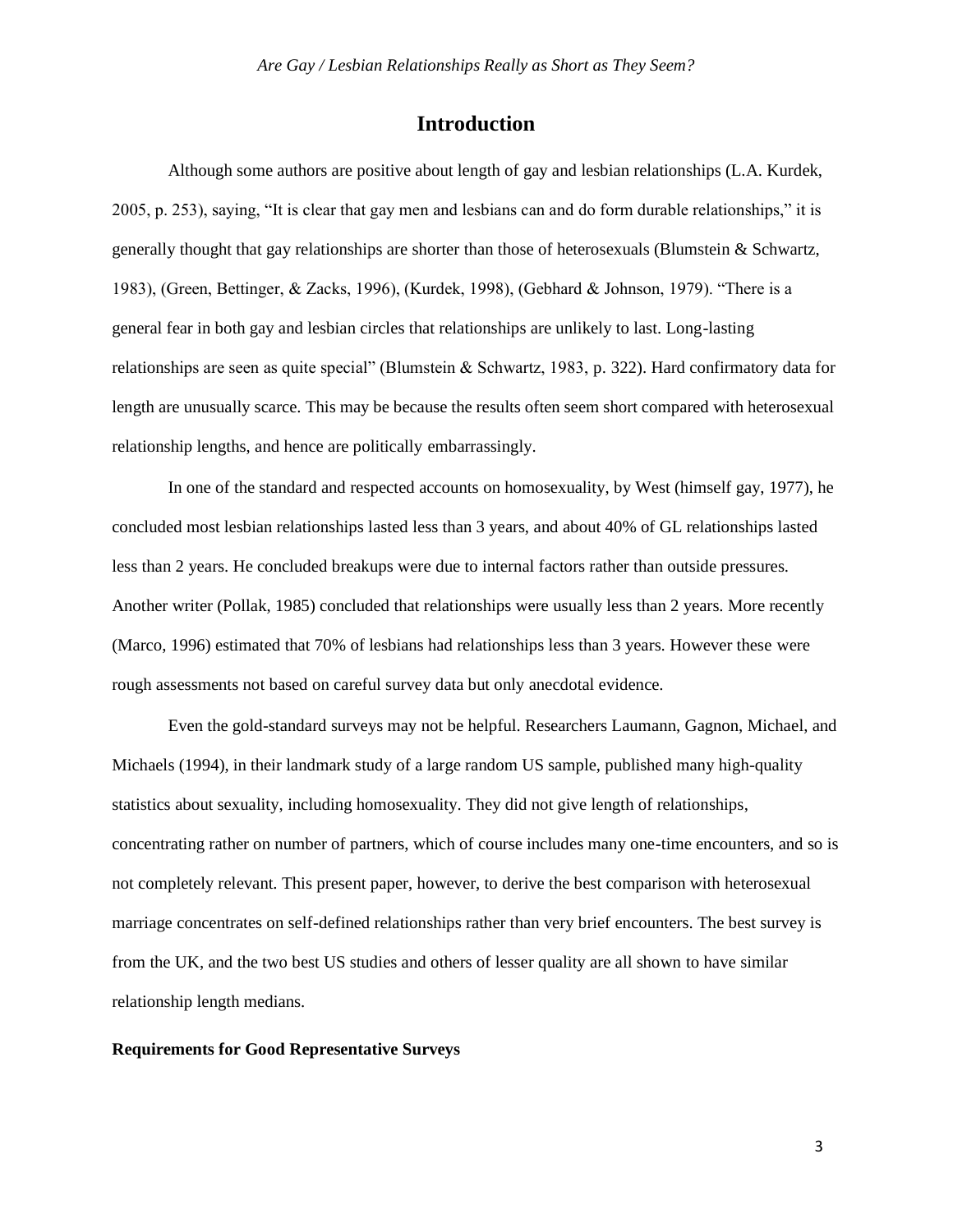## Introduction

Although some authors are positive about length of gay and lesbian relationships (L.A. Kurdek, 2005, p. 253), saying, "It is clear that gay men and lesbians can and do form durable relationships," it is generally thought that gay relationships are shorter than those of heterosexuals (Blumstein & Schwartz, 1983), (Green, Bettinger, & Zacks, 1996), (Kurdek, 1998), (Gebhard & Johnson, 1979). "There is a general fear in both gay and lesbian circles that relationships are unlikely to last. Long-lasting relationships are seen as quite special" (Blumstein & Schwartz, 1983, p. 322). Hard confirmatory data for length are unusually scarce. This may be because the results often seem short compared with heterosexual relationship lengths, and hence are politically embarrassingly.

In one of the standard and respected accounts on homosexuality, by West (himself gay, 1977), he concluded most lesbian relationships lasted less than 3 years, and about 40% of GL relationships lasted less than 2 years. He concluded breakups were due to internal factors rather than outside pressures. Another writer (Pollak, 1985) concluded that relationships were usually less than 2 years. More recently (Marco, 1996) estimated that 70% of lesbians had relationships less than 3 years. However these were rough assessments not based on careful survey data but only anecdotal evidence.

Even the gold-standard surveys may not be helpful. Researchers Laumann, Gagnon, Michael, and Michaels (1994), in their landmark study of a large random US sample, published many high-quality statistics about sexuality, including homosexuality. They did not give length of relationships, concentrating rather on number of partners, which of course includes many one-time encounters, and so is not completely relevant. This present paper, however, to derive the best comparison with heterosexual marriage concentrates on self-defined relationships rather than very brief encounters. The best survey is from the UK, and the two best US studies and others of lesser quality are all shown to have similar relationship length medians.

### Requirements for Good Representative Surveys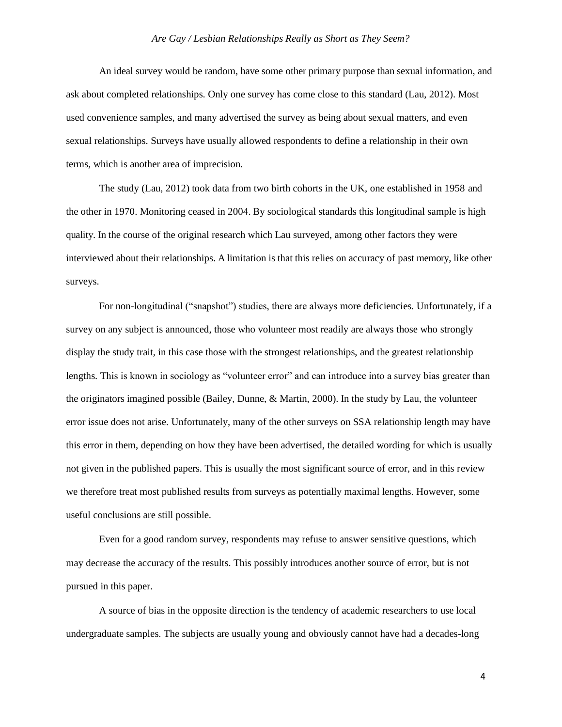An ideal survey would be random, have some other primary purpose than sexual information, and ask about completed relationships. Only one survey has come close to this standard (Lau, 2012). Most used convenience samples, and many advertised the survey as being about sexual matters, and even sexual relationships. Surveys have usually allowed respondents to define a relationship in their own terms, which is another area of imprecision.

The study (Lau, 2012) took data from two birth cohorts in the UK, one established in 1958 and the other in 1970. Monitoring ceased in 2004. By sociological standards this longitudinal sample is high quality. In the course of the original research which Lau surveyed, among other factors they were interviewed about their relationships. A limitation is that this relies on accuracy of past memory, like other surveys.

For non-longitudinal ("snapshot") studies, there are always more deficiencies. Unfortunately, if a survey on any subject is announced, those who volunteer most readily are always those who strongly display the study trait, in this case those with the strongest relationships, and the greatest relationship lengths. This is known in sociology as "volunteer error" and can introduce into a survey bias greater than the originators imagined possible (Bailey, Dunne, & Martin, 2000). In the study by Lau, the volunteer error issue does not arise. Unfortunately, many of the other surveys on SSA relationship length may have this error in them, depending on how they have been advertised, the detailed wording for which is usually not given in the published papers. This is usually the most significant source of error, and in this review we therefore treat most published results from surveys as potentially maximal lengths. However, some useful conclusions are still possible.

Even for a good random survey, respondents may refuse to answer sensitive questions, which may decrease the accuracy of the results. This possibly introduces another source of error, but is not pursued in this paper.

A source of bias in the opposite direction is the tendency of academic researchers to use local undergraduate samples. The subjects are usually young and obviously cannot have had a decades-long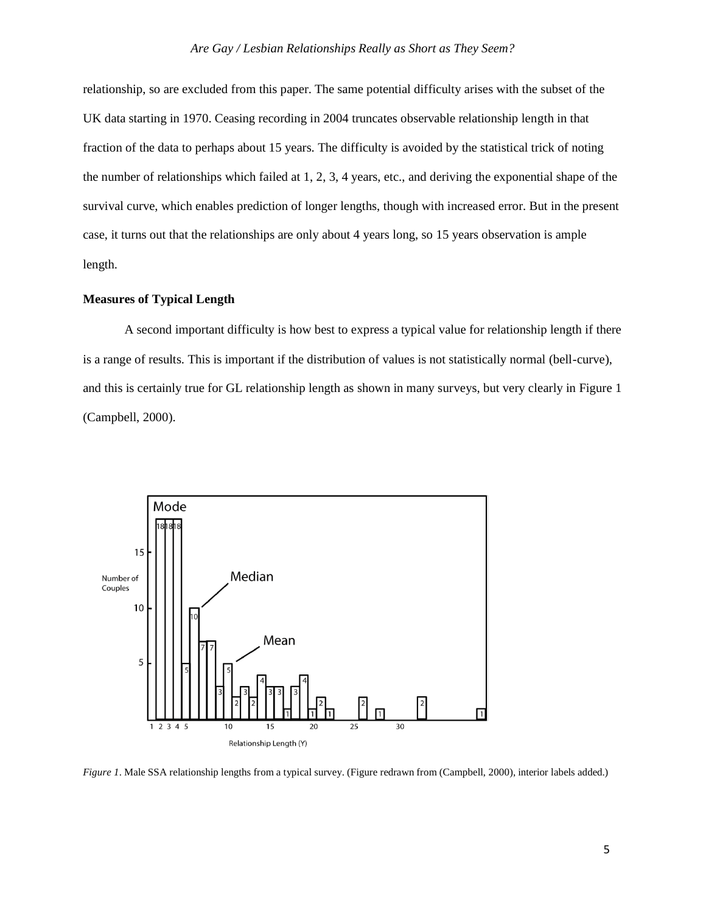relationship, so are excluded from this paper. The same potential difficulty arises with the subset of the UK data starting in 1970. Ceasing recording in 2004 truncates observable relationship length in that fraction of the data to perhaps about 15 years. The difficulty is avoided by the statistical trick of noting the number of relationships which failed at 1, 2, 3, 4 years, etc., and deriving the exponential shape of the survival curve, which enables prediction of longer lengths, though with increased error. But in the present case, it turns out that the relationships are only about 4 years long, so 15 years observation is ample length.

### Measures of Typical Length

A second important difficulty is how best to express a typical value for relationship length if there is a range of results. This is important if the distribution of values is not statistically normal (bell-curve), and this is certainly true for GL relationship length as shown in many surveys, but very clearly in Figure 1 (Campbell, 2000).

*Figure 1*. Male SSA relationship lengths from a typical survey. (Figure redrawn from (Campbell, 2000), interior labels added.)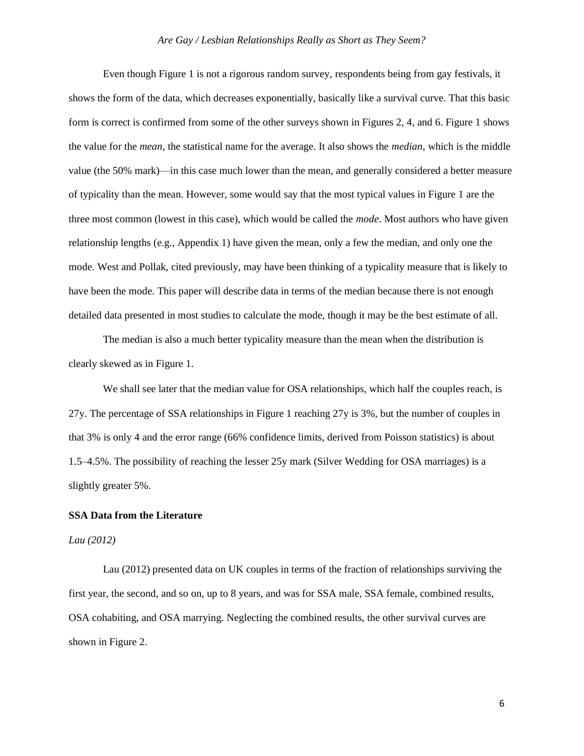Even though Figure 1 is not a rigorous random survey, respondents being from gay festivals, it shows the form of the data, which decreases exponentially, basically like a survival curve. That this basic form is correct is confirmed from some of the other surveys shown in Figures 2, 4, and 6. Figure 1 shows the value for the *mean*, the statistical name for the average. It also shows the *median*, which is the middle value (the 50% mark)—in this case much lower than the mean, and generally considered a better measure of typicality than the mean. However, some would say that the most typical values in Figure 1 are the three most common (lowest in this case), which would be called the *mode*. Most authors who have given relationship lengths (e.g., Appendix 1) have given the mean, only a few the median, and only one the mode. West and Pollak, cited previously, may have been thinking of a typicality measure that is likely to have been the mode. This paper will describe data in terms of the median because there is not enough detailed data presented in most studies to calculate the mode, though it may be the best estimate of all.

The median is also a much better typicality measure than the mean when the distribution is clearly skewed as in Figure 1.

We shall see later that the median value for OSA relationships, which half the couples reach, is 27y. The percentage of SSA relationships in Figure 1 reaching 27y is 3%, but the number of couples in that 3% is only 4 and the error range (66% confidence limits, derived from Poisson statistics) is about 1.5–4.5%. The possibility of reaching the lesser 25y mark (Silver Wedding for OSA marriages) is a slightly greater 5%.

## SSA Data from the Literature

### *Lau (2012)*

Lau (2012) presented data on UK couples in terms of the fraction of relationships surviving the first year, the second, and so on, up to 8 years, and was for SSA male, SSA female, combined results, OSA cohabiting, and OSA marrying. Neglecting the combined results, the other survival curves are shown in Figure 2.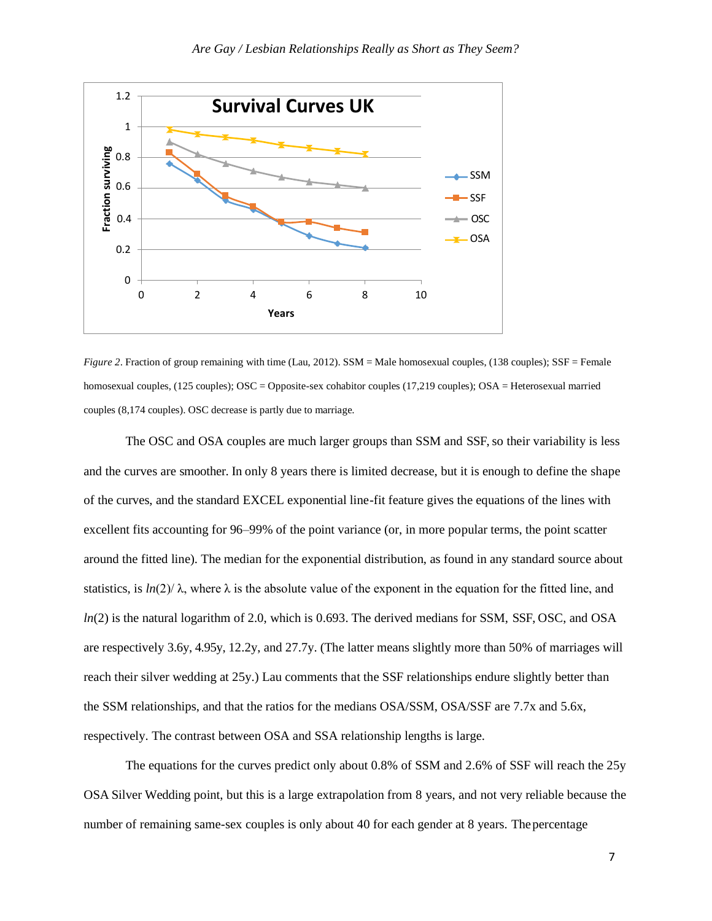*Figure 2*. Fraction of group remaining with time (Lau, 2012). SSM = Male homosexual couples, (138 couples); SSF = Female homosexual couples, (125 couples); OSC = Opposite-sex cohabitor couples (17,219 couples); OSA = Heterosexual married couples (8,174 couples). OSC decrease is partly due to marriage.

The OSC and OSA couples are much larger groups than SSM and SSF, so their variability is less and the curves are smoother. In only 8 years there is limited decrease, but it is enough to define the shape of the curves, and the standard EXCEL exponential line-fit feature gives the equations of the lines with excellent fits accounting for 96–99% of the point variance (or, in more popular terms, the point scatter around the fitted line). The median for the exponential distribution, as found in any standard source about statistics, is $ln(2)/\lambda$, where $\lambda$ is the absolute value of the exponent in the equation for the fitted line, and $ln(2)$ is the natural logarithm of 2.0, which is 0.693. The derived medians for SSM, SSF, OSC, and OSA are respectively 3.6y, 4.95y, 12.2y, and 27.7y. (The latter means slightly more than 50% of marriages will reach their silver wedding at 25y.) Lau comments that the SSF relationships endure slightly better than the SSM relationships, and that the ratios for the medians OSA/SSM, OSA/SSF are 7.7x and 5.6x, respectively. The contrast between OSA and SSA relationship lengths is large.

The equations for the curves predict only about 0.8% of SSM and 2.6% of SSF will reach the 25y OSA Silver Wedding point, but this is a large extrapolation from 8 years, and not very reliable because the number of remaining same-sex couples is only about 40 for each gender at 8 years. The percentage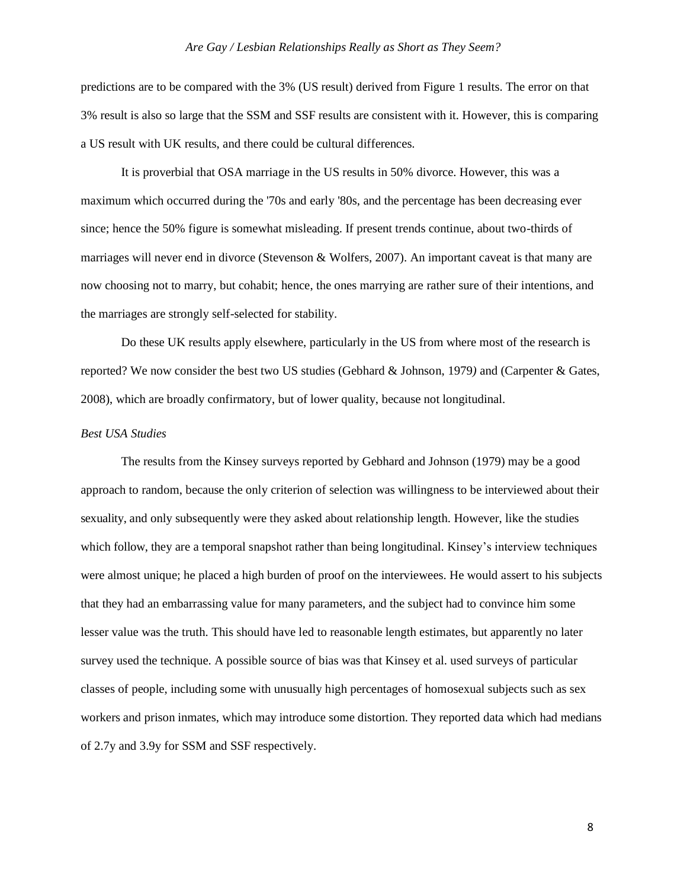predictions are to be compared with the 3% (US result) derived from Figure 1 results. The error on that 3% result is also so large that the SSM and SSF results are consistent with it. However, this is comparing a US result with UK results, and there could be cultural differences.

It is proverbial that OSA marriage in the US results in 50% divorce. However, this was a maximum which occurred during the '70s and early '80s, and the percentage has been decreasing ever since; hence the 50% figure is somewhat misleading. If present trends continue, about two-thirds of marriages will never end in divorce (Stevenson & Wolfers, 2007). An important caveat is that many are now choosing not to marry, but cohabit; hence, the ones marrying are rather sure of their intentions, and the marriages are strongly self-selected for stability.

Do these UK results apply elsewhere, particularly in the US from where most of the research is reported? We now consider the best two US studies (Gebhard & Johnson, 1979*)* and (Carpenter & Gates, 2008), which are broadly confirmatory, but of lower quality, because not longitudinal.

*Best USA Studies*

The results from the Kinsey surveys reported by Gebhard and Johnson (1979) may be a good approach to random, because the only criterion of selection was willingness to be interviewed about their sexuality, and only subsequently were they asked about relationship length. However, like the studies which follow, they are a temporal snapshot rather than being longitudinal. Kinsey's interview techniques were almost unique; he placed a high burden of proof on the interviewees. He would assert to his subjects that they had an embarrassing value for many parameters, and the subject had to convince him some lesser value was the truth. This should have led to reasonable length estimates, but apparently no later survey used the technique. A possible source of bias was that Kinsey et al. used surveys of particular classes of people, including some with unusually high percentages of homosexual subjects such as sex workers and prison inmates, which may introduce some distortion. They reported data which had medians of 2.7y and 3.9y for SSM and SSF respectively.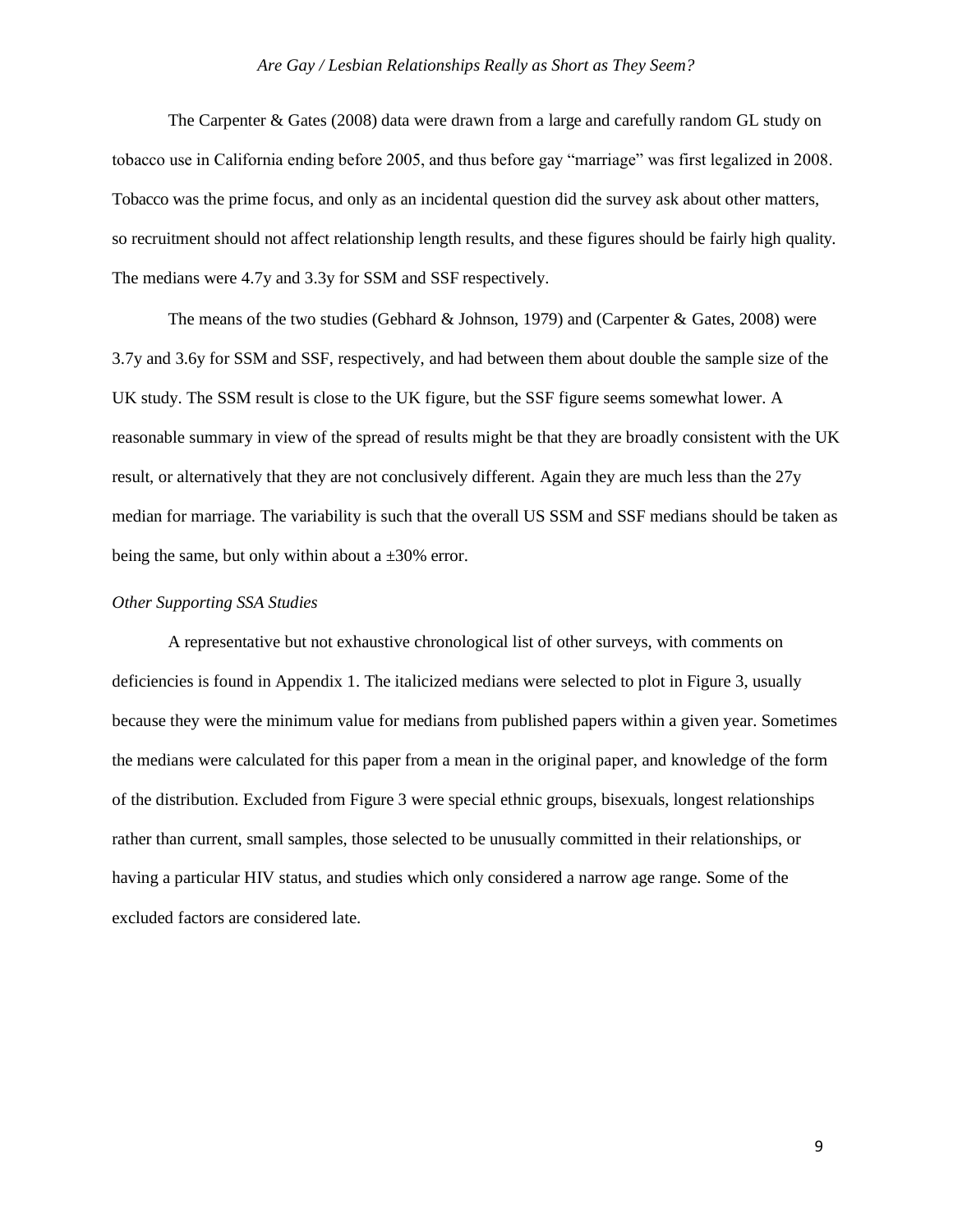The Carpenter & Gates (2008) data were drawn from a large and carefully random GL study on tobacco use in California ending before 2005, and thus before gay "marriage" was first legalized in 2008. Tobacco was the prime focus, and only as an incidental question did the survey ask about other matters, so recruitment should not affect relationship length results, and these figures should be fairly high quality. The medians were 4.7y and 3.3y for SSM and SSF respectively.

The means of the two studies (Gebhard & Johnson, 1979) and (Carpenter & Gates, 2008) were 3.7y and 3.6y for SSM and SSF, respectively, and had between them about double the sample size of the UK study. The SSM result is close to the UK figure, but the SSF figure seems somewhat lower. A reasonable summary in view of the spread of results might be that they are broadly consistent with the UK result, or alternatively that they are not conclusively different. Again they are much less than the 27y median for marriage. The variability is such that the overall US SSM and SSF medians should be taken as being the same, but only within about a ±30% error.

*Other Supporting SSA Studies*

A representative but not exhaustive chronological list of other surveys, with comments on deficiencies is found in Appendix 1. The italicized medians were selected to plot in Figure 3, usually because they were the minimum value for medians from published papers within a given year. Sometimes the medians were calculated for this paper from a mean in the original paper, and knowledge of the form of the distribution. Excluded from Figure 3 were special ethnic groups, bisexuals, longest relationships rather than current, small samples, those selected to be unusually committed in their relationships, or having a particular HIV status, and studies which only considered a narrow age range. Some of the excluded factors are considered late.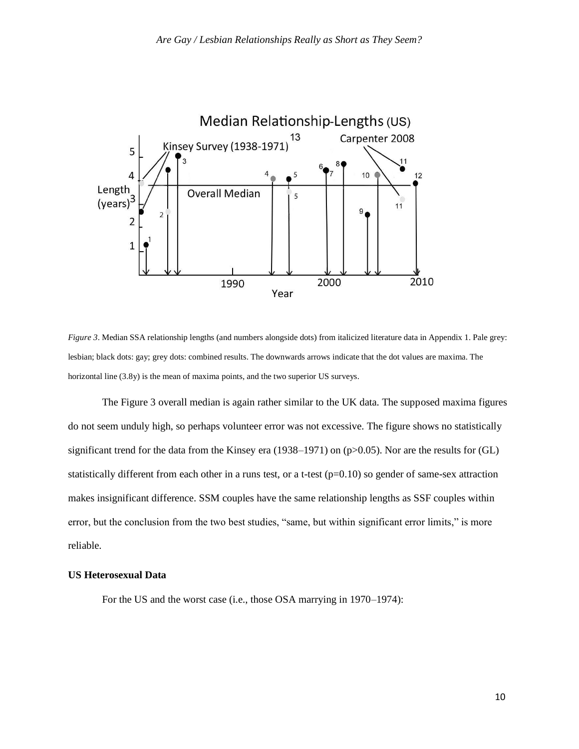*Figure 3*. Median SSA relationship lengths (and numbers alongside dots) from italicized literature data in Appendix 1. Pale grey: lesbian; black dots: gay; grey dots: combined results. The downwards arrows indicate that the dot values are maxima. The horizontal line (3.8y) is the mean of maxima points, and the two superior US surveys.

The Figure 3 overall median is again rather similar to the UK data. The supposed maxima figures do not seem unduly high, so perhaps volunteer error was not excessive. The figure shows no statistically significant trend for the data from the Kinsey era (1938–1971) on ($p>0.05$). Nor are the results for (GL) statistically different from each other in a runs test, or a t-test ($p=0.10$) so gender of same-sex attraction makes insignificant difference. SSM couples have the same relationship lengths as SSF couples within error, but the conclusion from the two best studies, "same, but within significant error limits," is more reliable.

### US Heterosexual Data

For the US and the worst case (i.e., those OSA marrying in 1970–1974):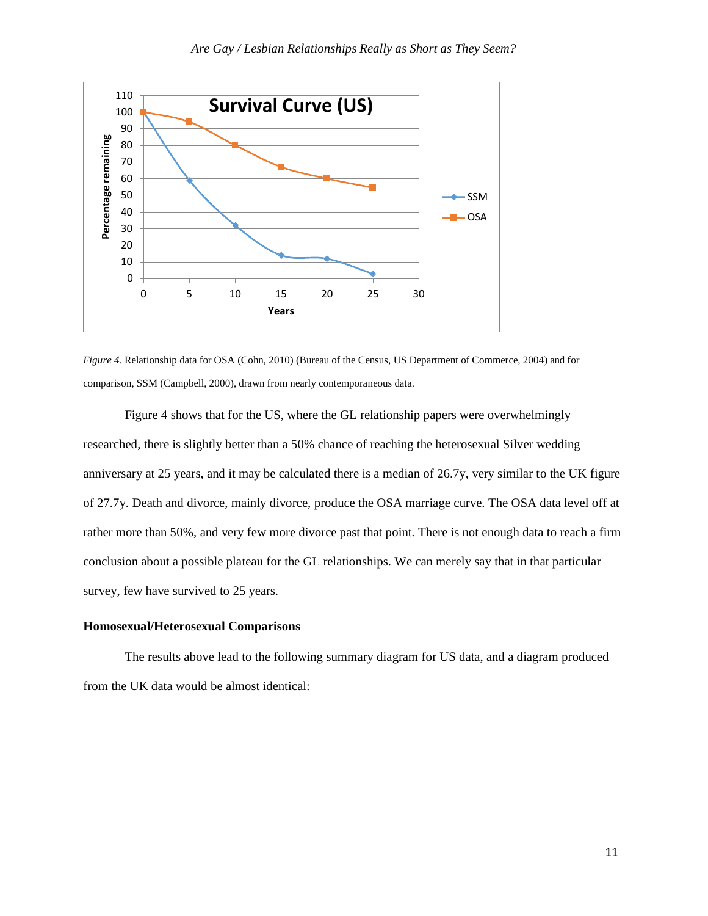*Figure 4*. Relationship data for OSA (Cohn, 2010) (Bureau of the Census, US Department of Commerce, 2004) and for comparison, SSM (Campbell, 2000), drawn from nearly contemporaneous data.

Figure 4 shows that for the US, where the GL relationship papers were overwhelmingly researched, there is slightly better than a 50% chance of reaching the heterosexual Silver wedding anniversary at 25 years, and it may be calculated there is a median of 26.7y, very similar to the UK figure of 27.7y. Death and divorce, mainly divorce, produce the OSA marriage curve. The OSA data level off at rather more than 50%, and very few more divorce past that point. There is not enough data to reach a firm conclusion about a possible plateau for the GL relationships. We can merely say that in that particular survey, few have survived to 25 years.

**Homosexual/Heterosexual Comparisons**

The results above lead to the following summary diagram for US data, and a diagram produced from the UK data would be almost identical: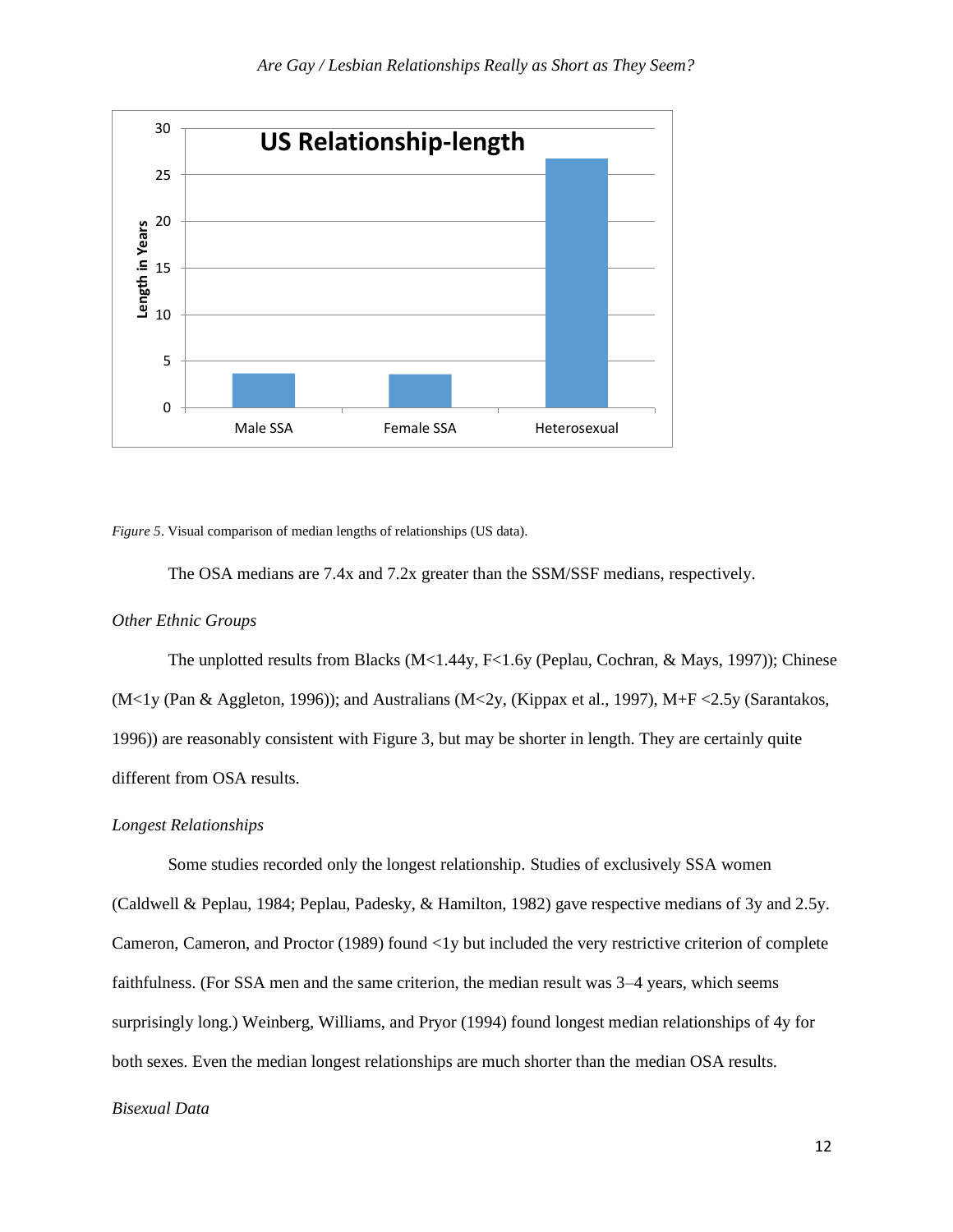*Figure 5*. Visual comparison of median lengths of relationships (US data).

The OSA medians are 7.4x and 7.2x greater than the SSM/SSF medians, respectively.

*Other Ethnic Groups*

The unplotted results from Blacks (M<1.44y, F<1.6y (Peplau, Cochran, & Mays, 1997)); Chinese (M<1y (Pan & Aggleton, 1996)); and Australians (M<2y, (Kippax et al., 1997), M+F <2.5y (Sarantakos, 1996)) are reasonably consistent with Figure 3, but may be shorter in length. They are certainly quite different from OSA results.

*Longest Relationships*

Some studies recorded only the longest relationship. Studies of exclusively SSA women (Caldwell & Peplau, 1984; Peplau, Padesky, & Hamilton, 1982) gave respective medians of 3y and 2.5y. Cameron, Cameron, and Proctor (1989) found <1y but included the very restrictive criterion of complete faithfulness. (For SSA men and the same criterion, the median result was 3–4 years, which seems surprisingly long.) Weinberg, Williams, and Pryor (1994) found longest median relationships of 4y for both sexes. Even the median longest relationships are much shorter than the median OSA results.

*Bisexual Data*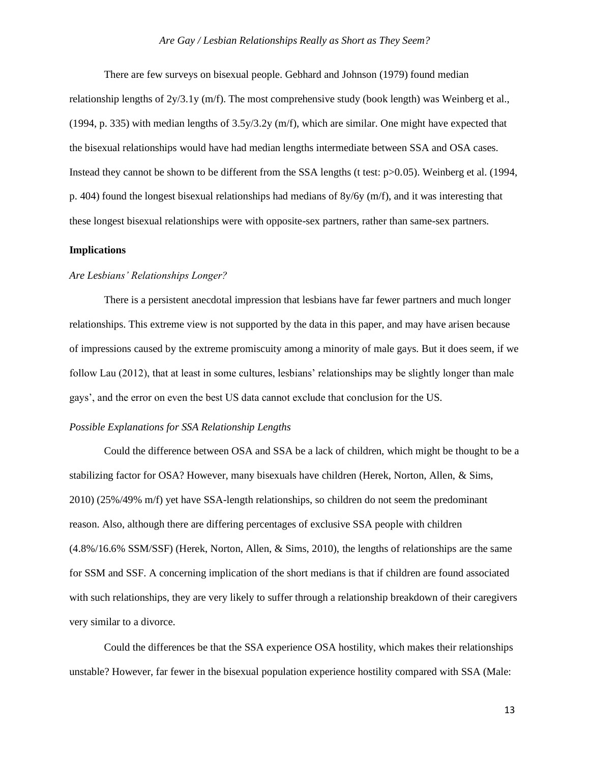There are few surveys on bisexual people. Gebhard and Johnson (1979) found median relationship lengths of 2y/3.1y (m/f). The most comprehensive study (book length) was Weinberg et al., (1994, p. 335) with median lengths of 3.5y/3.2y (m/f), which are similar. One might have expected that the bisexual relationships would have had median lengths intermediate between SSA and OSA cases. Instead they cannot be shown to be different from the SSA lengths (t test: $p>0.05$). Weinberg et al. (1994, p. 404) found the longest bisexual relationships had medians of 8y/6y (m/f), and it was interesting that these longest bisexual relationships were with opposite-sex partners, rather than same-sex partners.

**Implications**

*Are Lesbians' Relationships Longer?*

There is a persistent anecdotal impression that lesbians have far fewer partners and much longer relationships. This extreme view is not supported by the data in this paper, and may have arisen because of impressions caused by the extreme promiscuity among a minority of male gays. But it does seem, if we follow Lau (2012), that at least in some cultures, lesbians' relationships may be slightly longer than male gays', and the error on even the best US data cannot exclude that conclusion for the US.

*Possible Explanations for SSA Relationship Lengths*

Could the difference between OSA and SSA be a lack of children, which might be thought to be a stabilizing factor for OSA? However, many bisexuals have children (Herek, Norton, Allen, & Sims, 2010) (25%/49% m/f) yet have SSA-length relationships, so children do not seem the predominant reason. Also, although there are differing percentages of exclusive SSA people with children (4.8%/16.6% SSM/SSF) (Herek, Norton, Allen, & Sims, 2010), the lengths of relationships are the same for SSM and SSF. A concerning implication of the short medians is that if children are found associated with such relationships, they are very likely to suffer through a relationship breakdown of their caregivers very similar to a divorce.

Could the differences be that the SSA experience OSA hostility, which makes their relationships unstable? However, far fewer in the bisexual population experience hostility compared with SSA (Male: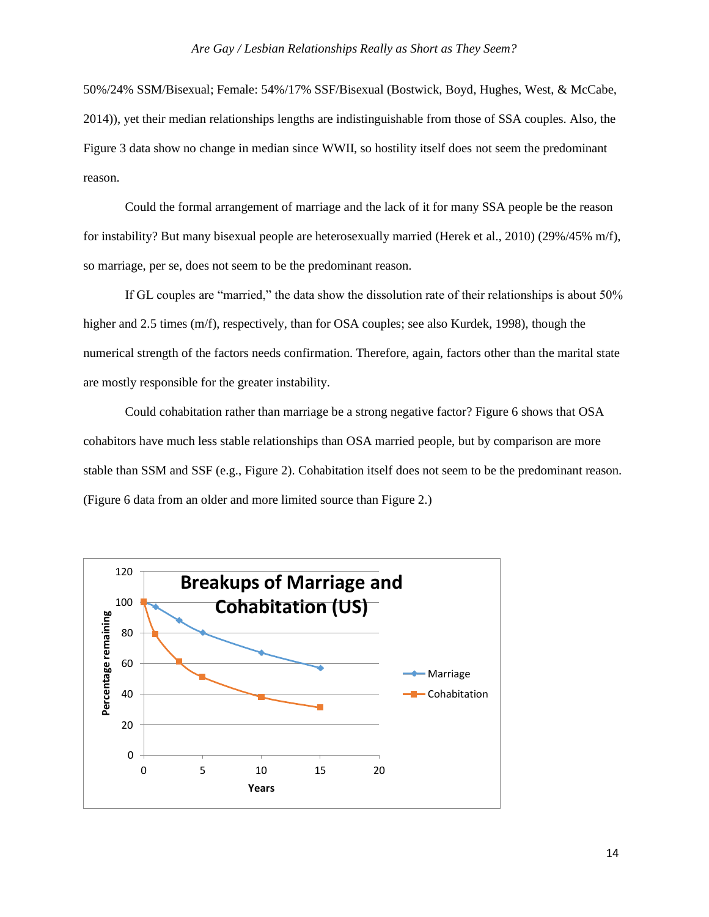50%/24% SSM/Bisexual; Female: 54%/17% SSF/Bisexual (Bostwick, Boyd, Hughes, West, & McCabe, 2014)), yet their median relationships lengths are indistinguishable from those of SSA couples. Also, the Figure 3 data show no change in median since WWII, so hostility itself does not seem the predominant reason.

Could the formal arrangement of marriage and the lack of it for many SSA people be the reason for instability? But many bisexual people are heterosexually married (Herek et al., 2010) (29%/45% m/f), so marriage, per se, does not seem to be the predominant reason.

If GL couples are "married," the data show the dissolution rate of their relationships is about 50% higher and 2.5 times (m/f), respectively, than for OSA couples; see also Kurdek, 1998), though the numerical strength of the factors needs confirmation. Therefore, again, factors other than the marital state are mostly responsible for the greater instability.

Could cohabitation rather than marriage be a strong negative factor? Figure 6 shows that OSA cohabitors have much less stable relationships than OSA married people, but by comparison are more stable than SSM and SSF (e.g., Figure 2). Cohabitation itself does not seem to be the predominant reason. (Figure 6 data from an older and more limited source than Figure 2.)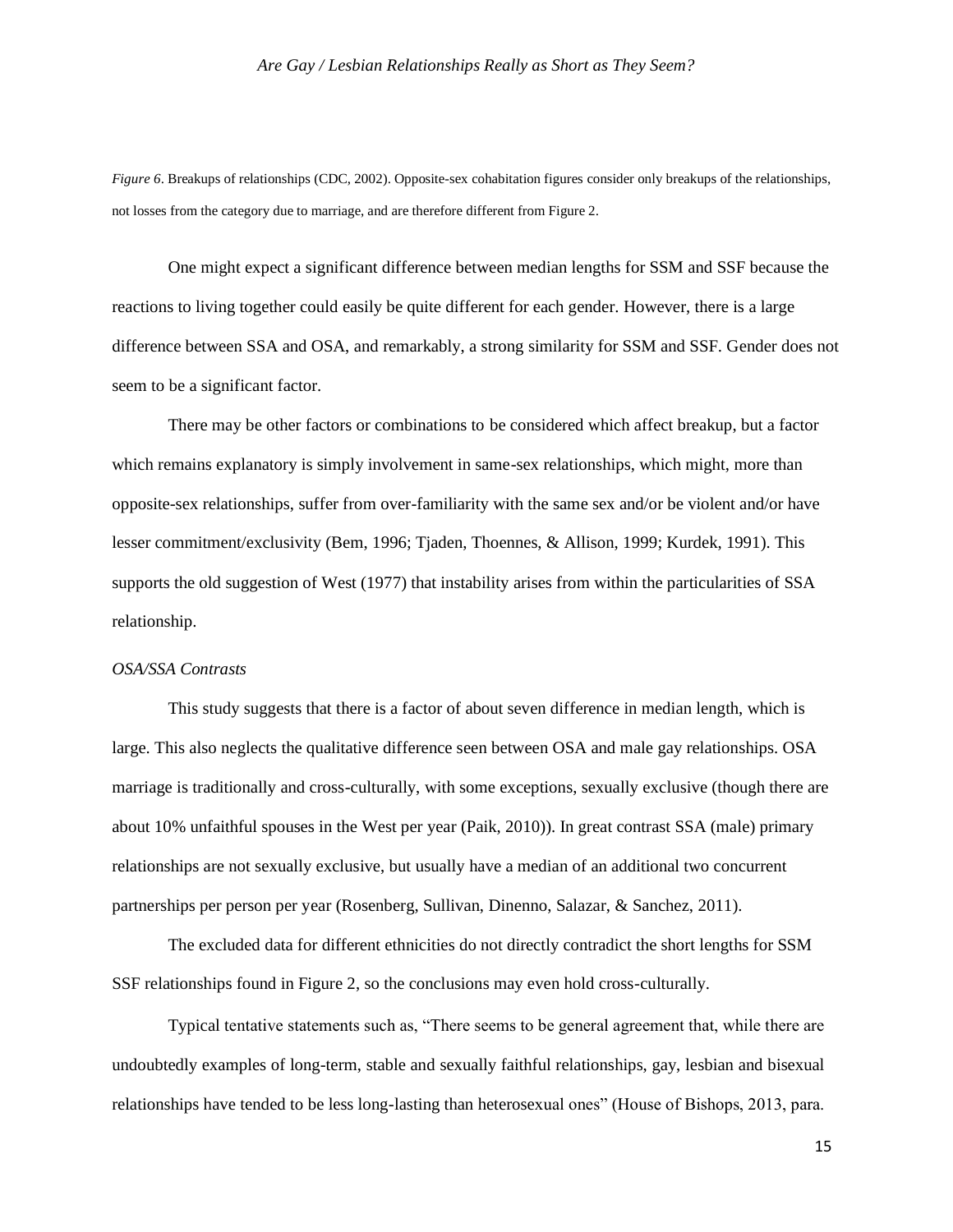*Figure 6*. Breakups of relationships (CDC, 2002). Opposite-sex cohabitation figures consider only breakups of the relationships, not losses from the category due to marriage, and are therefore different from Figure 2.

One might expect a significant difference between median lengths for SSM and SSF because the reactions to living together could easily be quite different for each gender. However, there is a large difference between SSA and OSA, and remarkably, a strong similarity for SSM and SSF. Gender does not seem to be a significant factor.

There may be other factors or combinations to be considered which affect breakup, but a factor which remains explanatory is simply involvement in same-sex relationships, which might, more than opposite-sex relationships, suffer from over-familiarity with the same sex and/or be violent and/or have lesser commitment/exclusivity (Bem, 1996; Tjaden, Thoennes, & Allison, 1999; Kurdek, 1991). This supports the old suggestion of West (1977) that instability arises from within the particularities of SSA relationship.

*OSA/SSA Contrasts*

This study suggests that there is a factor of about seven difference in median length, which is large. This also neglects the qualitative difference seen between OSA and male gay relationships. OSA marriage is traditionally and cross-culturally, with some exceptions, sexually exclusive (though there are about 10% unfaithful spouses in the West per year (Paik, 2010)). In great contrast SSA (male) primary relationships are not sexually exclusive, but usually have a median of an additional two concurrent partnerships per person per year (Rosenberg, Sullivan, Dinenno, Salazar, & Sanchez, 2011).

The excluded data for different ethnicities do not directly contradict the short lengths for SSM SSF relationships found in Figure 2, so the conclusions may even hold cross-culturally.

Typical tentative statements such as, "There seems to be general agreement that, while there are undoubtedly examples of long-term, stable and sexually faithful relationships, gay, lesbian and bisexual relationships have tended to be less long-lasting than heterosexual ones" (House of Bishops, 2013, para.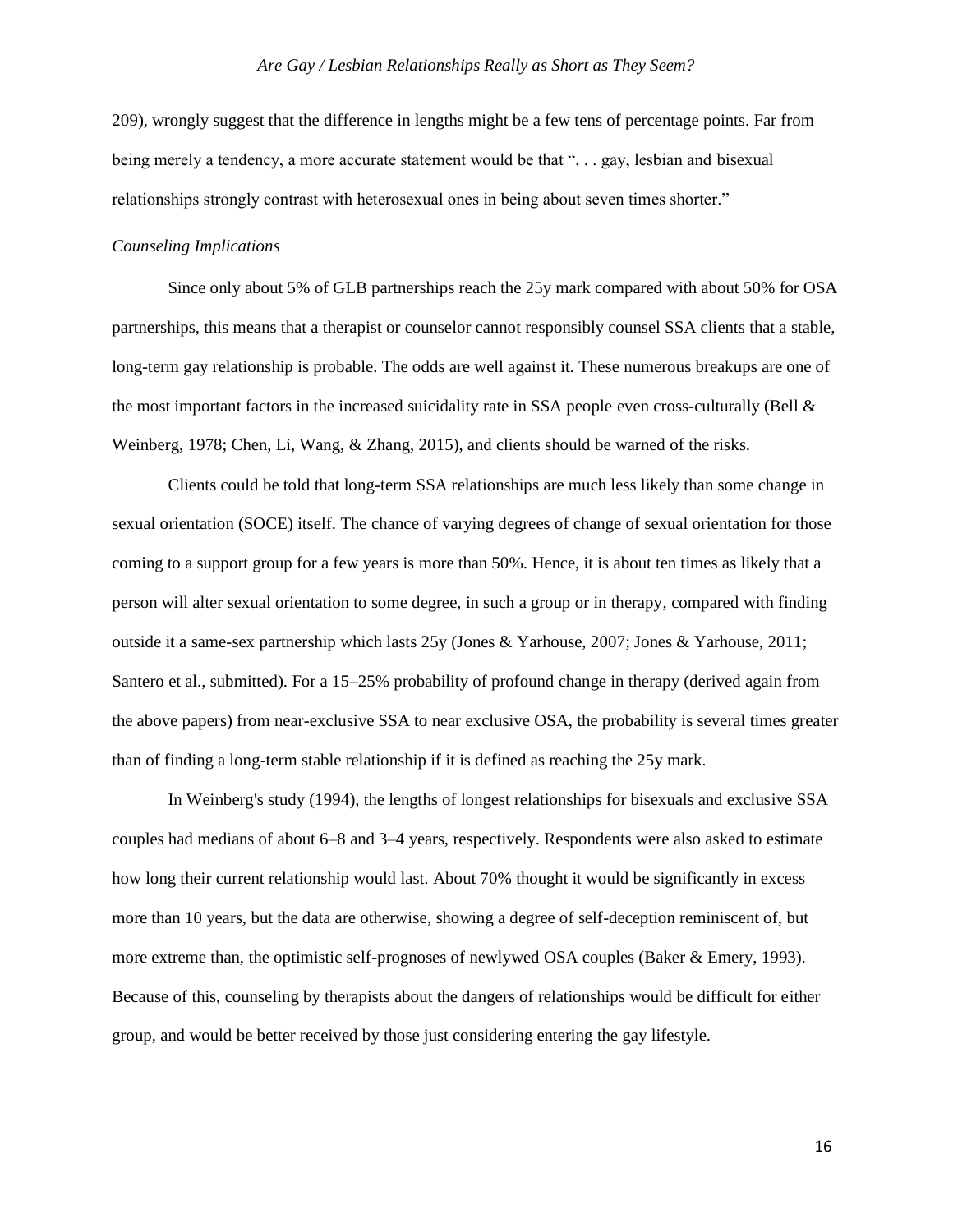209), wrongly suggest that the difference in lengths might be a few tens of percentage points. Far from being merely a tendency, a more accurate statement would be that ". . . gay, lesbian and bisexual relationships strongly contrast with heterosexual ones in being about seven times shorter."

*Counseling Implications*

Since only about 5% of GLB partnerships reach the 25y mark compared with about 50% for OSA partnerships, this means that a therapist or counselor cannot responsibly counsel SSA clients that a stable, long-term gay relationship is probable. The odds are well against it. These numerous breakups are one of the most important factors in the increased suicidality rate in SSA people even cross-culturally (Bell & Weinberg, 1978; Chen, Li, Wang, & Zhang, 2015), and clients should be warned of the risks.

Clients could be told that long-term SSA relationships are much less likely than some change in sexual orientation (SOCE) itself. The chance of varying degrees of change of sexual orientation for those coming to a support group for a few years is more than 50%. Hence, it is about ten times as likely that a person will alter sexual orientation to some degree, in such a group or in therapy, compared with finding outside it a same-sex partnership which lasts 25y (Jones & Yarhouse, 2007; Jones & Yarhouse, 2011; Santero et al., submitted). For a 15–25% probability of profound change in therapy (derived again from the above papers) from near-exclusive SSA to near exclusive OSA, the probability is several times greater than of finding a long-term stable relationship if it is defined as reaching the 25y mark.

In Weinberg's study (1994), the lengths of longest relationships for bisexuals and exclusive SSA couples had medians of about 6–8 and 3–4 years, respectively. Respondents were also asked to estimate how long their current relationship would last. About 70% thought it would be significantly in excess more than 10 years, but the data are otherwise, showing a degree of self-deception reminiscent of, but more extreme than, the optimistic self-prognoses of newlywed OSA couples (Baker & Emery, 1993). Because of this, counseling by therapists about the dangers of relationships would be difficult for either group, and would be better received by those just considering entering the gay lifestyle.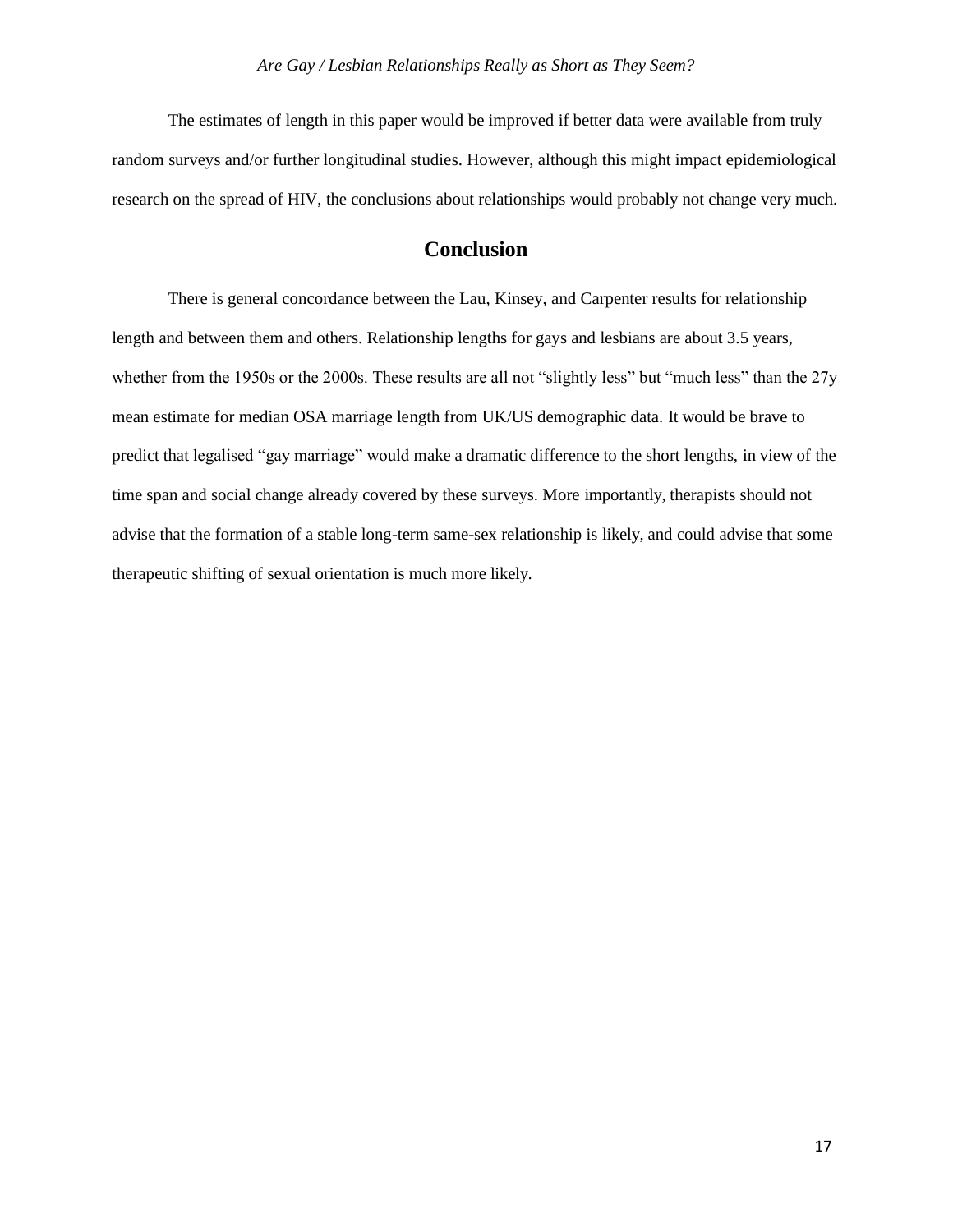The estimates of length in this paper would be improved if better data were available from truly random surveys and/or further longitudinal studies. However, although this might impact epidemiological research on the spread of HIV, the conclusions about relationships would probably not change very much.

## Conclusion

There is general concordance between the Lau, Kinsey, and Carpenter results for relationship length and between them and others. Relationship lengths for gays and lesbians are about 3.5 years, whether from the 1950s or the 2000s. These results are all not "slightly less" but "much less" than the 27y mean estimate for median OSA marriage length from UK/US demographic data. It would be brave to predict that legalised "gay marriage" would make a dramatic difference to the short lengths, in view of the time span and social change already covered by these surveys. More importantly, therapists should not advise that the formation of a stable long-term same-sex relationship is likely, and could advise that some therapeutic shifting of sexual orientation is much more likely.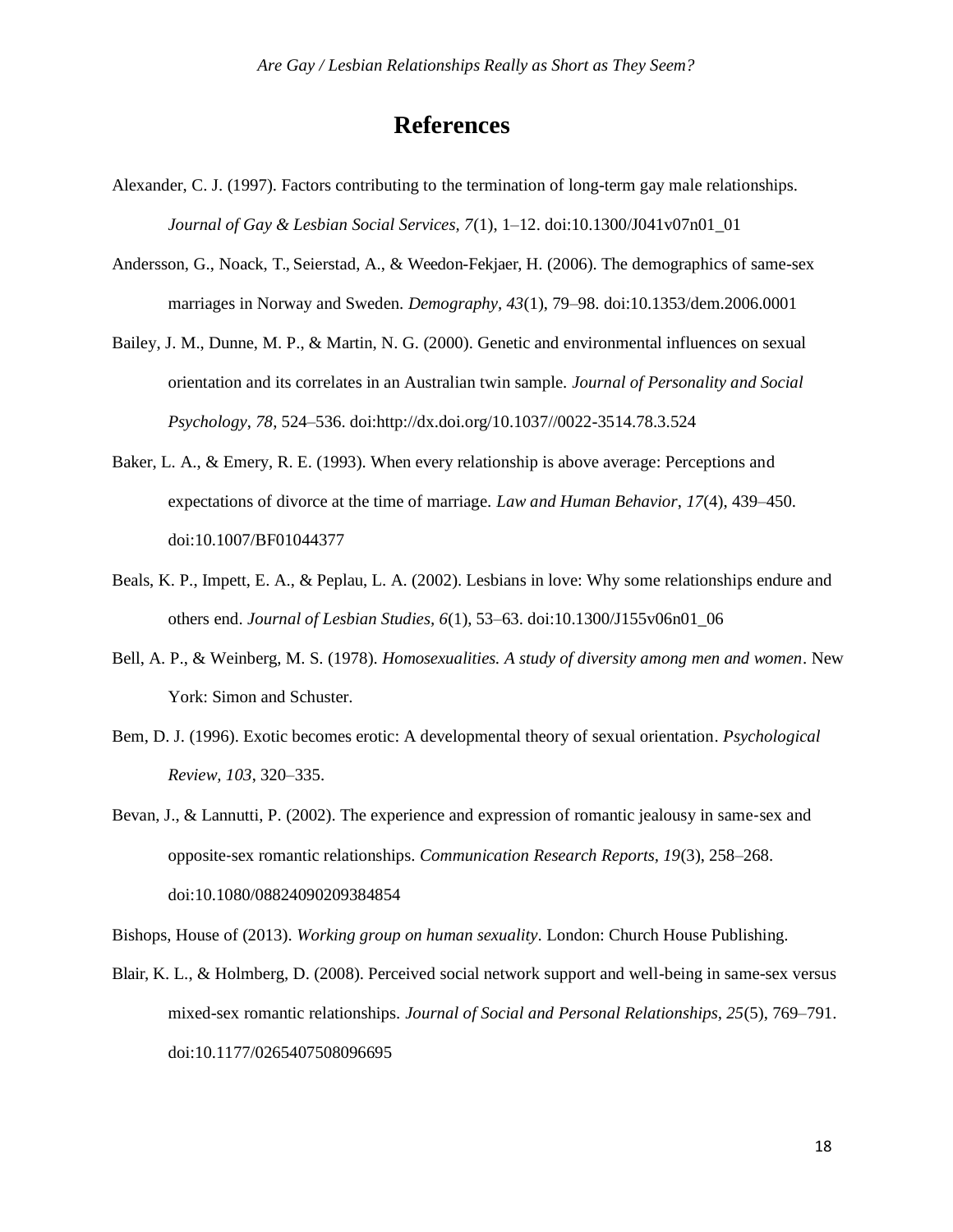# References

Alexander, C. J. (1997). Factors contributing to the termination of long-term gay male relationships. *Journal of Gay & Lesbian Social Services, 7*(1), 1–12. doi:10.1300/J041v07n01_01

Andersson, G., Noack, T., Seierstad, A., & Weedon-Fekjaer, H. (2006). The demographics of same-sex marriages in Norway and Sweden. *Demography, 43*(1), 79–98. doi:10.1353/dem.2006.0001

Bailey, J. M., Dunne, M. P., & Martin, N. G. (2000). Genetic and environmental influences on sexual orientation and its correlates in an Australian twin sample. *Journal of Personality and Social Psychology, 78*, 524–536. doi:http://dx.doi.org/10.1037//0022-3514.78.3.524

Baker, L. A., & Emery, R. E. (1993). When every relationship is above average: Perceptions and expectations of divorce at the time of marriage. *Law and Human Behavior, 17*(4), 439–450. doi:10.1007/BF01044377

Beals, K. P., Impett, E. A., & Peplau, L. A. (2002). Lesbians in love: Why some relationships endure and others end. *Journal of Lesbian Studies, 6*(1), 53–63. doi:10.1300/J155v06n01_06

Bell, A. P., & Weinberg, M. S. (1978). *Homosexualities. A study of diversity among men and women*. New York: Simon and Schuster.

Bem, D. J. (1996). Exotic becomes erotic: A developmental theory of sexual orientation. *Psychological Review, 103*, 320–335.

Bevan, J., & Lannutti, P. (2002). The experience and expression of romantic jealousy in same-sex and opposite-sex romantic relationships. *Communication Research Reports, 19*(3), 258–268. doi:10.1080/08824090209384854

Bishops, House of (2013). *Working group on human sexuality*. London: Church House Publishing.

Blair, K. L., & Holmberg, D. (2008). Perceived social network support and well-being in same-sex versus mixed-sex romantic relationships. *Journal of Social and Personal Relationships, 25*(5), 769–791. doi:10.1177/0265407508096695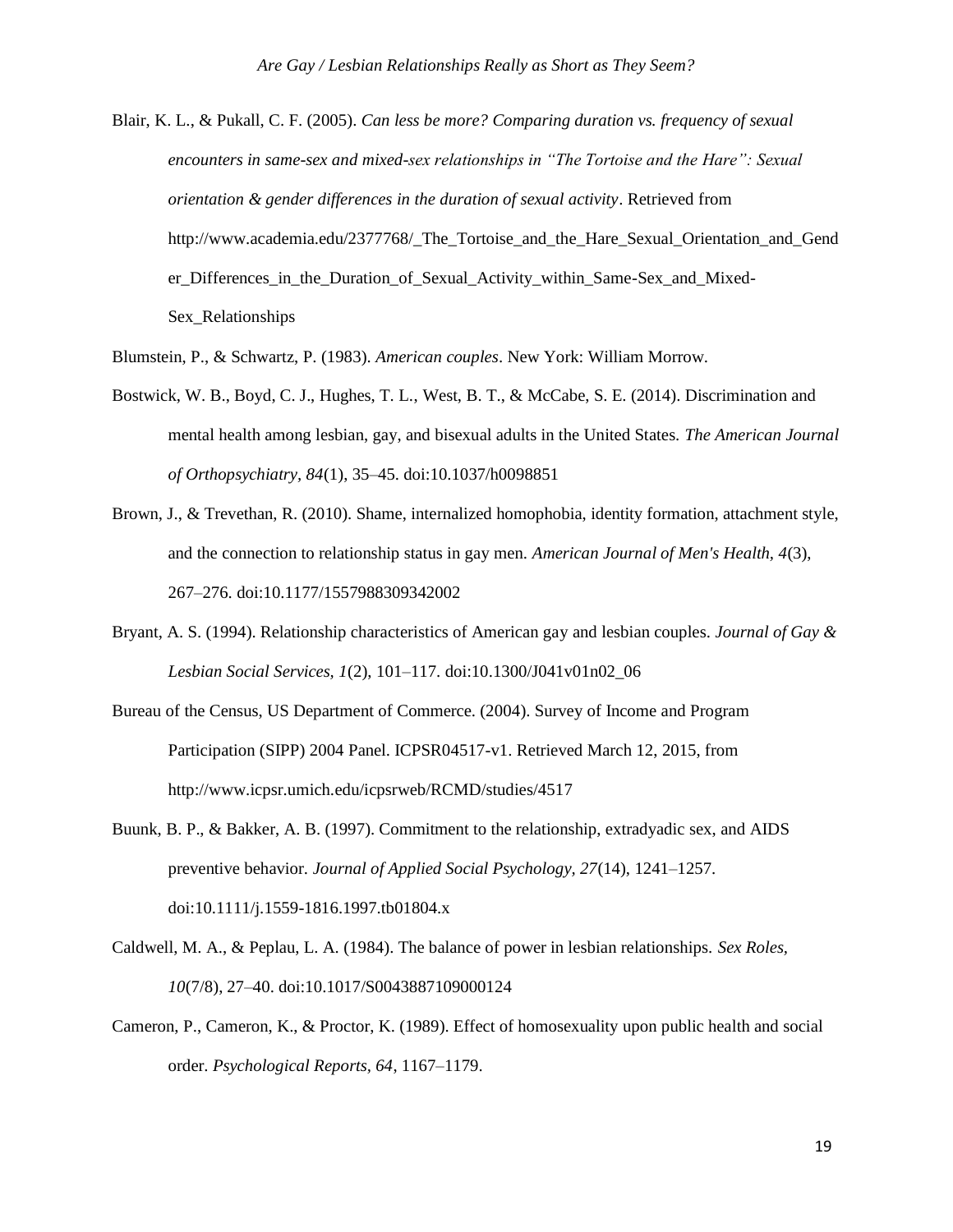Blair, K. L., & Pukall, C. F. (2005). *Can less be more? Comparing duration vs. frequency of sexual encounters in same-sex and mixed-sex relationships in "The Tortoise and the Hare": Sexual orientation & gender differences in the duration of sexual activity*. Retrieved from http://www.academia.edu/2377768/_The_Tortoise_and_the_Hare_Sexual_Orientation_and_Gender_Differences_in_the_Duration_of_Sexual_Activity_within_Same-Sex_and_Mixed-Sex_Relationships

Blumstein, P., & Schwartz, P. (1983). *American couples*. New York: William Morrow.

Bostwick, W. B., Boyd, C. J., Hughes, T. L., West, B. T., & McCabe, S. E. (2014). Discrimination and mental health among lesbian, gay, and bisexual adults in the United States. *The American Journal of Orthopsychiatry, 84*(1), 35–45. doi:10.1037/h0098851

Brown, J., & Trevethan, R. (2010). Shame, internalized homophobia, identity formation, attachment style, and the connection to relationship status in gay men. *American Journal of Men's Health, 4*(3), 267–276. doi:10.1177/1557988309342002

Bryant, A. S. (1994). Relationship characteristics of American gay and lesbian couples. *Journal of Gay & Lesbian Social Services, 1*(2), 101–117. doi:10.1300/J041v01n02_06

Bureau of the Census, US Department of Commerce. (2004). Survey of Income and Program Participation (SIPP) 2004 Panel. ICPSR04517-v1. Retrieved March 12, 2015, from http://www.icpsr.umich.edu/icpsrweb/RCMD/studies/4517

Buunk, B. P., & Bakker, A. B. (1997). Commitment to the relationship, extradyadic sex, and AIDS preventive behavior. *Journal of Applied Social Psychology, 27*(14), 1241–1257. doi:10.1111/j.1559-1816.1997.tb01804.x

Caldwell, M. A., & Peplau, L. A. (1984). The balance of power in lesbian relationships. *Sex Roles, 10*(7/8), 27–40. doi:10.1017/S0043887109000124

Cameron, P., Cameron, K., & Proctor, K. (1989). Effect of homosexuality upon public health and social order. *Psychological Reports, 64*, 1167–1179.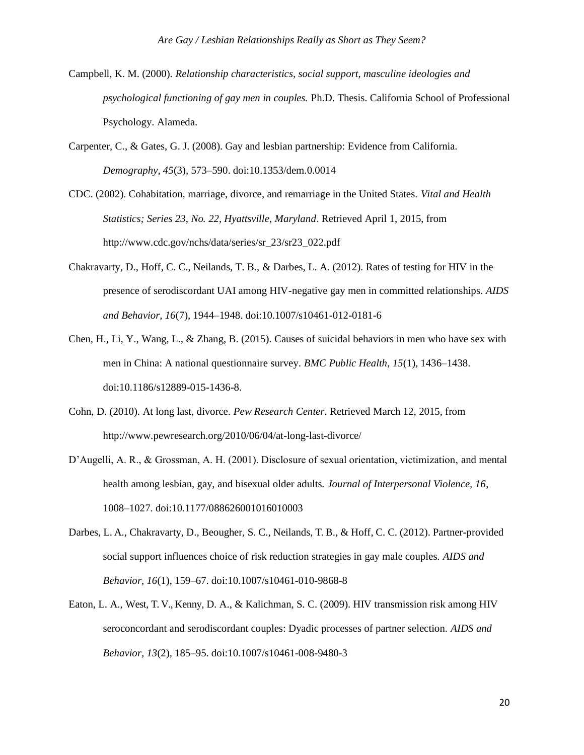Campbell, K. M. (2000). *Relationship characteristics, social support, masculine ideologies and psychological functioning of gay men in couples.* Ph.D. Thesis. California School of Professional Psychology. Alameda.

Carpenter, C., & Gates, G. J. (2008). Gay and lesbian partnership: Evidence from California. *Demography, 45*(3), 573–590. doi:10.1353/dem.0.0014

CDC. (2002). Cohabitation, marriage, divorce, and remarriage in the United States. *Vital and Health Statistics; Series 23, No. 22, Hyattsville, Maryland*. Retrieved April 1, 2015, from http://www.cdc.gov/nchs/data/series/sr_23/sr23_022.pdf

Chakravarty, D., Hoff, C. C., Neilands, T. B., & Darbes, L. A. (2012). Rates of testing for HIV in the presence of serodiscordant UAI among HIV-negative gay men in committed relationships. *AIDS and Behavior, 16*(7), 1944–1948. doi:10.1007/s10461-012-0181-6

Chen, H., Li, Y., Wang, L., & Zhang, B. (2015). Causes of suicidal behaviors in men who have sex with men in China: A national questionnaire survey. *BMC Public Health, 15*(1), 1436–1438. doi:10.1186/s12889-015-1436-8.

Cohn, D. (2010). At long last, divorce. *Pew Research Center*. Retrieved March 12, 2015, from http://www.pewresearch.org/2010/06/04/at-long-last-divorce/

D'Augelli, A. R., & Grossman, A. H. (2001). Disclosure of sexual orientation, victimization, and mental health among lesbian, gay, and bisexual older adults. *Journal of Interpersonal Violence, 16*, 1008–1027. doi:10.1177/088626001016010003

Darbes, L. A., Chakravarty, D., Beougher, S. C., Neilands, T. B., & Hoff, C. C. (2012). Partner-provided social support influences choice of risk reduction strategies in gay male couples. *AIDS and Behavior, 16*(1), 159–67. doi:10.1007/s10461-010-9868-8

Eaton, L. A., West, T. V., Kenny, D. A., & Kalichman, S. C. (2009). HIV transmission risk among HIV seroconcordant and serodiscordant couples: Dyadic processes of partner selection. *AIDS and Behavior, 13*(2), 185–95. doi:10.1007/s10461-008-9480-3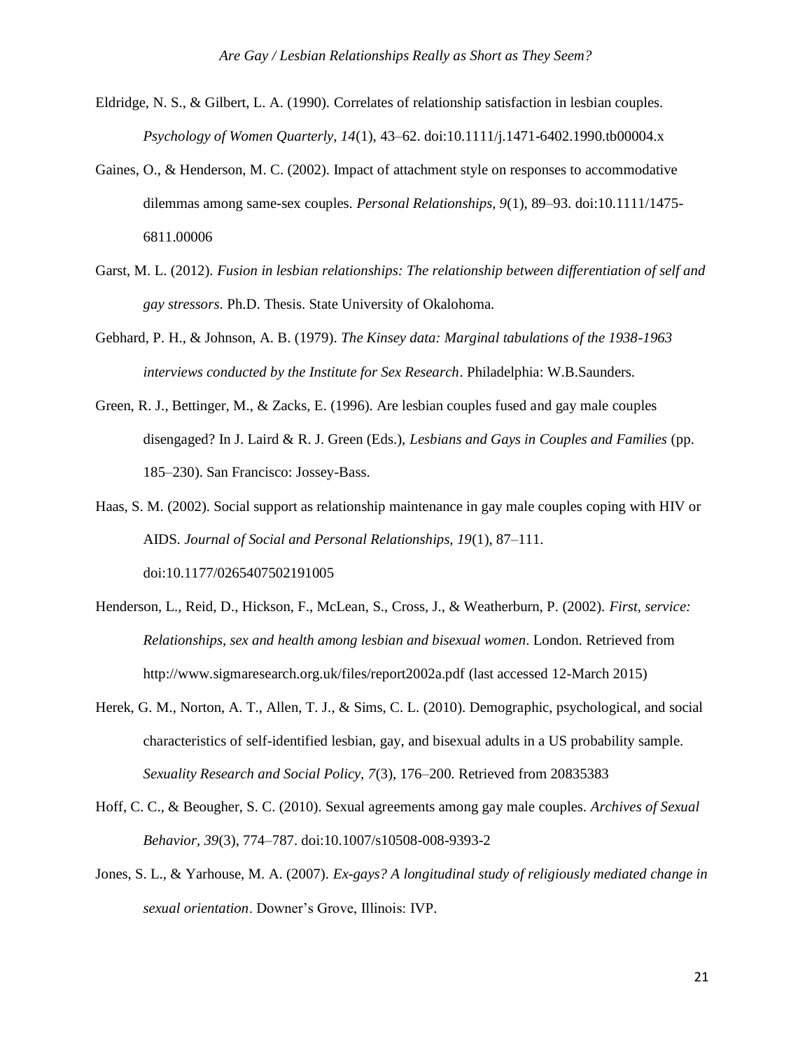Eldridge, N. S., & Gilbert, L. A. (1990). Correlates of relationship satisfaction in lesbian couples. *Psychology of Women Quarterly, 14*(1), 43–62. doi:10.1111/j.1471-6402.1990.tb00004.x

Gaines, O., & Henderson, M. C. (2002). Impact of attachment style on responses to accommodative dilemmas among same-sex couples. *Personal Relationships, 9*(1), 89–93. doi:10.1111/1475-6811.00006

Garst, M. L. (2012). *Fusion in lesbian relationships: The relationship between differentiation of self and gay stressors*. Ph.D. Thesis. State University of Okalohoma.

Gebhard, P. H., & Johnson, A. B. (1979). *The Kinsey data: Marginal tabulations of the 1938-1963 interviews conducted by the Institute for Sex Research*. Philadelphia: W.B.Saunders.

Green, R. J., Bettinger, M., & Zacks, E. (1996). Are lesbian couples fused and gay male couples disengaged? In J. Laird & R. J. Green (Eds.), *Lesbians and Gays in Couples and Families* (pp. 185–230). San Francisco: Jossey-Bass.

Haas, S. M. (2002). Social support as relationship maintenance in gay male couples coping with HIV or AIDS. *Journal of Social and Personal Relationships, 19*(1), 87–111. doi:10.1177/0265407502191005

Henderson, L., Reid, D., Hickson, F., McLean, S., Cross, J., & Weatherburn, P. (2002). *First, service: Relationships, sex and health among lesbian and bisexual women*. London. Retrieved from http://www.sigmaresearch.org.uk/files/report2002a.pdf (last accessed 12-March 2015)

Herek, G. M., Norton, A. T., Allen, T. J., & Sims, C. L. (2010). Demographic, psychological, and social characteristics of self-identified lesbian, gay, and bisexual adults in a US probability sample. *Sexuality Research and Social Policy, 7*(3), 176–200. Retrieved from 20835383

Hoff, C. C., & Beougher, S. C. (2010). Sexual agreements among gay male couples. *Archives of Sexual Behavior, 39*(3), 774–787. doi:10.1007/s10508-008-9393-2

Jones, S. L., & Yarhouse, M. A. (2007). *Ex-gays? A longitudinal study of religiously mediated change in sexual orientation*. Downer's Grove, Illinois: IVP.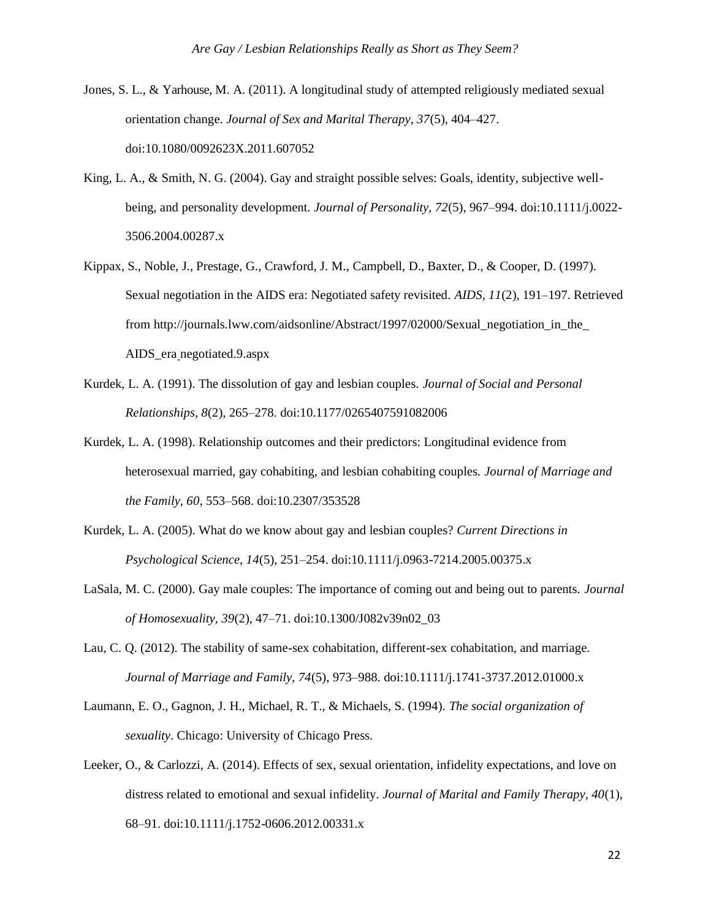Jones, S. L., & Yarhouse, M. A. (2011). A longitudinal study of attempted religiously mediated sexual orientation change. *Journal of Sex and Marital Therapy, 37*(5), 404–427. doi:10.1080/0092623X.2011.607052

King, L. A., & Smith, N. G. (2004). Gay and straight possible selves: Goals, identity, subjective well-being, and personality development. *Journal of Personality, 72*(5), 967–994. doi:10.1111/j.0022-3506.2004.00287.x

Kippax, S., Noble, J., Prestage, G., Crawford, J. M., Campbell, D., Baxter, D., & Cooper, D. (1997). Sexual negotiation in the AIDS era: Negotiated safety revisited. *AIDS, 11*(2), 191–197. Retrieved from http://journals.lww.com/aidsonline/Abstract/1997/02000/Sexual_negotiation_in_the_AIDS_era_negotiated.9.aspx

Kurdek, L. A. (1991). The dissolution of gay and lesbian couples. *Journal of Social and Personal Relationships, 8*(2), 265–278. doi:10.1177/0265407591082006

Kurdek, L. A. (1998). Relationship outcomes and their predictors: Longitudinal evidence from heterosexual married, gay cohabiting, and lesbian cohabiting couples. *Journal of Marriage and the Family, 60*, 553–568. doi:10.2307/353528

Kurdek, L. A. (2005). What do we know about gay and lesbian couples? *Current Directions in Psychological Science, 14*(5), 251–254. doi:10.1111/j.0963-7214.2005.00375.x

LaSala, M. C. (2000). Gay male couples: The importance of coming out and being out to parents. *Journal of Homosexuality, 39*(2), 47–71. doi:10.1300/J082v39n02_03

Lau, C. Q. (2012). The stability of same-sex cohabitation, different-sex cohabitation, and marriage. *Journal of Marriage and Family, 74*(5), 973–988. doi:10.1111/j.1741-3737.2012.01000.x

Laumann, E. O., Gagnon, J. H., Michael, R. T., & Michaels, S. (1994). *The social organization of sexuality*. Chicago: University of Chicago Press.

Leeker, O., & Carlozzi, A. (2014). Effects of sex, sexual orientation, infidelity expectations, and love on distress related to emotional and sexual infidelity. *Journal of Marital and Family Therapy, 40*(1), 68–91. doi:10.1111/j.1752-0606.2012.00331.x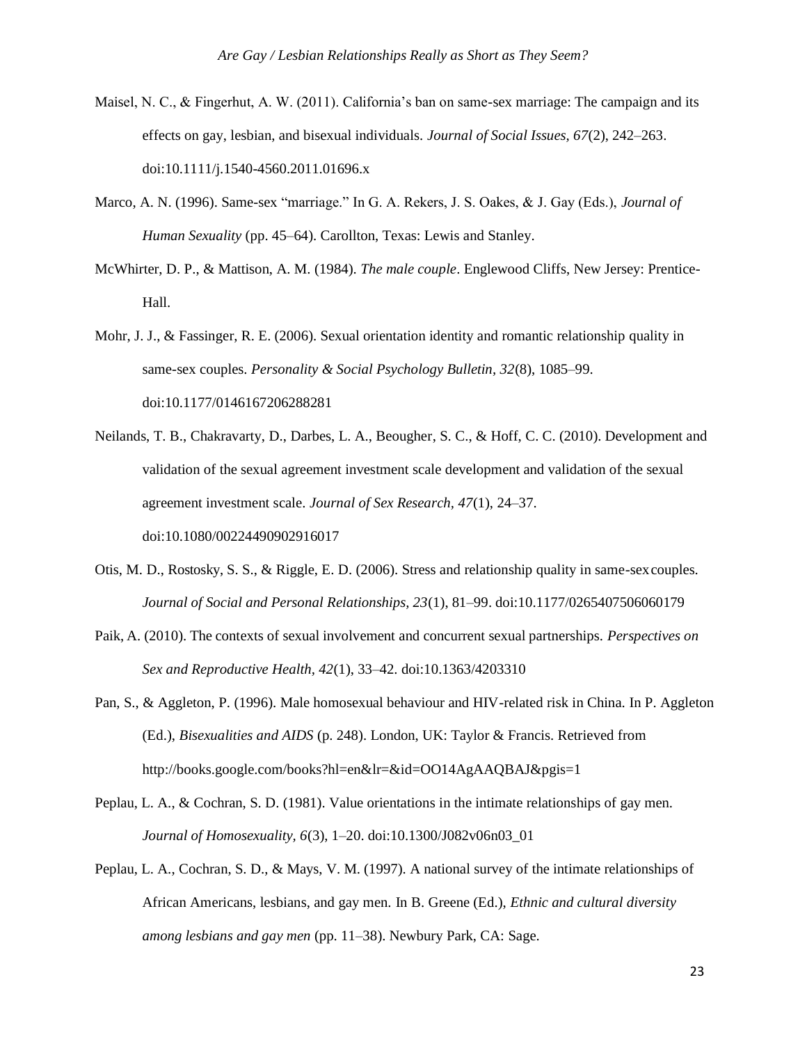Maisel, N. C., & Fingerhut, A. W. (2011). California's ban on same-sex marriage: The campaign and its effects on gay, lesbian, and bisexual individuals. *Journal of Social Issues, 67*(2), 242–263. doi:10.1111/j.1540-4560.2011.01696.x

Marco, A. N. (1996). Same-sex "marriage." In G. A. Rekers, J. S. Oakes, & J. Gay (Eds.), *Journal of Human Sexuality* (pp. 45–64). Carollton, Texas: Lewis and Stanley.

McWhirter, D. P., & Mattison, A. M. (1984). *The male couple*. Englewood Cliffs, New Jersey: Prentice-Hall.

Mohr, J. J., & Fassinger, R. E. (2006). Sexual orientation identity and romantic relationship quality in same-sex couples. *Personality & Social Psychology Bulletin, 32*(8), 1085–99. doi:10.1177/0146167206288281

Neilands, T. B., Chakravarty, D., Darbes, L. A., Beougher, S. C., & Hoff, C. C. (2010). Development and validation of the sexual agreement investment scale development and validation of the sexual agreement investment scale. *Journal of Sex Research, 47*(1), 24–37. doi:10.1080/00224490902916017

Otis, M. D., Rostosky, S. S., & Riggle, E. D. (2006). Stress and relationship quality in same-sex couples. *Journal of Social and Personal Relationships, 23*(1), 81–99. doi:10.1177/0265407506060179

Paik, A. (2010). The contexts of sexual involvement and concurrent sexual partnerships. *Perspectives on Sex and Reproductive Health, 42*(1), 33–42. doi:10.1363/4203310

Pan, S., & Aggleton, P. (1996). Male homosexual behaviour and HIV-related risk in China. In P. Aggleton (Ed.), *Bisexualities and AIDS* (p. 248). London, UK: Taylor & Francis. Retrieved from http://books.google.com/books?hl=en&lr=&id=OO14AgAAQBAJ&pgis=1

Peplau, L. A., & Cochran, S. D. (1981). Value orientations in the intimate relationships of gay men. *Journal of Homosexuality, 6*(3), 1–20. doi:10.1300/J082v06n03_01

Peplau, L. A., Cochran, S. D., & Mays, V. M. (1997). A national survey of the intimate relationships of African Americans, lesbians, and gay men. In B. Greene (Ed.), *Ethnic and cultural diversity among lesbians and gay men* (pp. 11–38). Newbury Park, CA: Sage.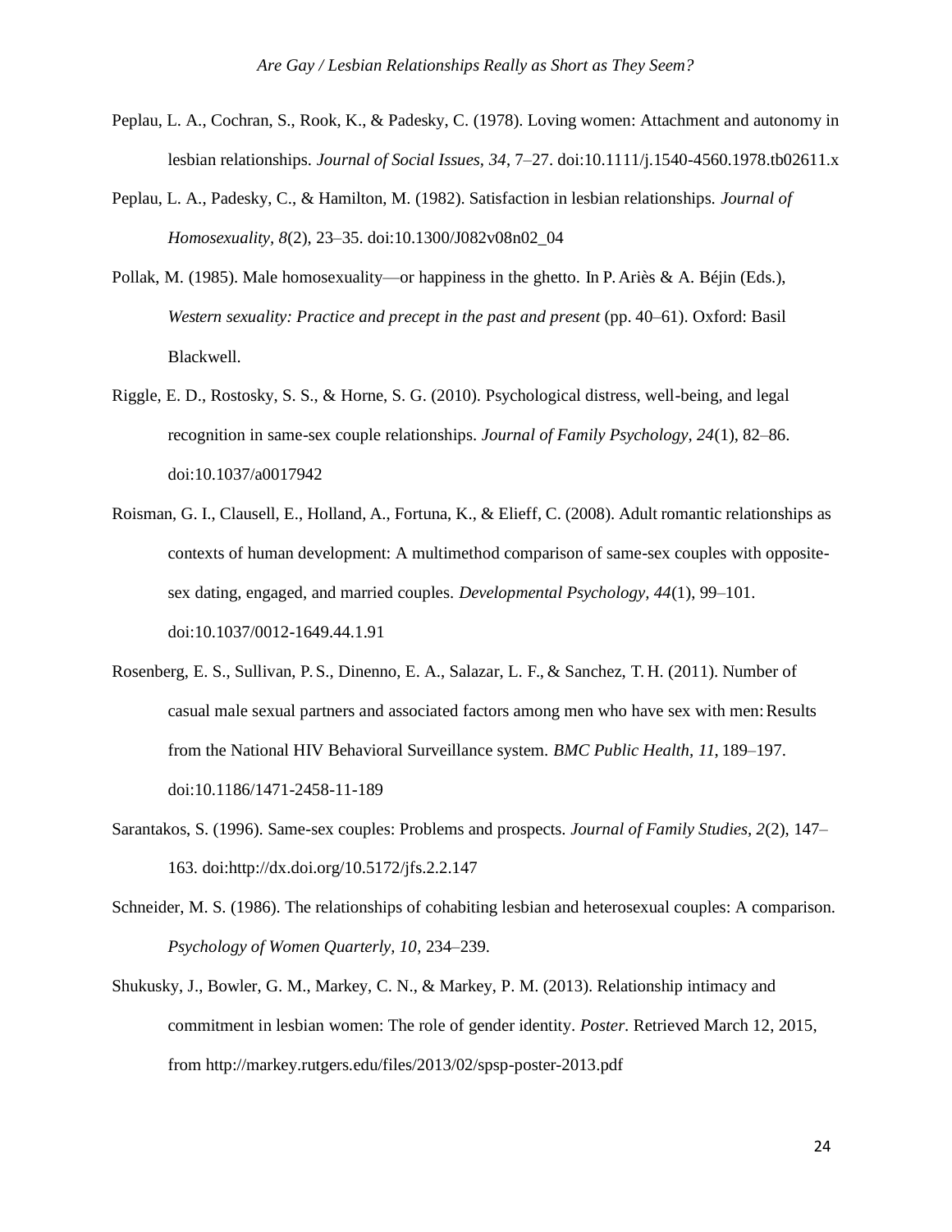Peplau, L. A., Cochran, S., Rook, K., & Padesky, C. (1978). Loving women: Attachment and autonomy in lesbian relationships. *Journal of Social Issues, 34*, 7–27. doi:10.1111/j.1540-4560.1978.tb02611.x

Peplau, L. A., Padesky, C., & Hamilton, M. (1982). Satisfaction in lesbian relationships. *Journal of Homosexuality, 8*(2), 23–35. doi:10.1300/J082v08n02_04

Pollak, M. (1985). Male homosexuality—or happiness in the ghetto. In P. Ariès & A. Béjin (Eds.), *Western sexuality: Practice and precept in the past and present* (pp. 40–61). Oxford: Basil Blackwell.

Riggle, E. D., Rostosky, S. S., & Horne, S. G. (2010). Psychological distress, well-being, and legal recognition in same-sex couple relationships. *Journal of Family Psychology*, *24*(1), 82–86. doi:10.1037/a0017942

Roisman, G. I., Clausell, E., Holland, A., Fortuna, K., & Elieff, C. (2008). Adult romantic relationships as contexts of human development: A multimethod comparison of same-sex couples with opposite-sex dating, engaged, and married couples. *Developmental Psychology, 44*(1), 99–101. doi:10.1037/0012-1649.44.1.91

Rosenberg, E. S., Sullivan, P. S., Dinenno, E. A., Salazar, L. F., & Sanchez, T. H. (2011). Number of casual male sexual partners and associated factors among men who have sex with men: Results from the National HIV Behavioral Surveillance system. *BMC Public Health*, *11*, 189–197. doi:10.1186/1471-2458-11-189

Sarantakos, S. (1996). Same-sex couples: Problems and prospects. *Journal of Family Studies*, *2*(2), 147–163. doi:http://dx.doi.org/10.5172/jfs.2.2.147

Schneider, M. S. (1986). The relationships of cohabiting lesbian and heterosexual couples: A comparison. *Psychology of Women Quarterly, 10*, 234–239.

Shukusky, J., Bowler, G. M., Markey, C. N., & Markey, P. M. (2013). Relationship intimacy and commitment in lesbian women: The role of gender identity. *Poster*. Retrieved March 12, 2015, from http://markey.rutgers.edu/files/2013/02/spsp-poster-2013.pdf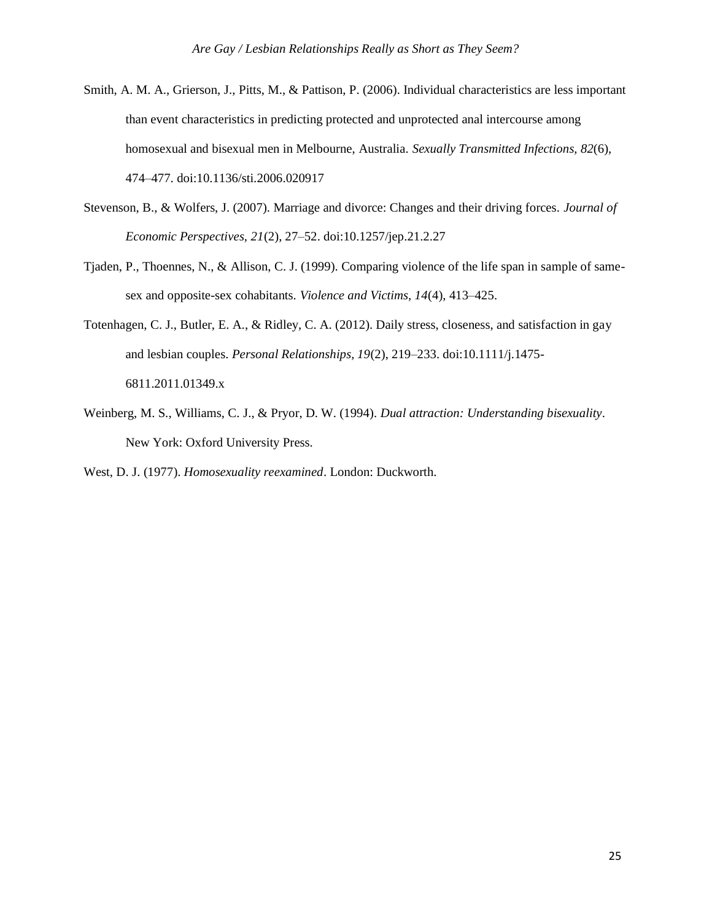Smith, A. M. A., Grierson, J., Pitts, M., & Pattison, P. (2006). Individual characteristics are less important than event characteristics in predicting protected and unprotected anal intercourse among homosexual and bisexual men in Melbourne, Australia. *Sexually Transmitted Infections, 82*(6), 474–477. doi:10.1136/sti.2006.020917

Stevenson, B., & Wolfers, J. (2007). Marriage and divorce: Changes and their driving forces. *Journal of Economic Perspectives, 21*(2), 27–52. doi:10.1257/jep.21.2.27

Tjaden, P., Thoennes, N., & Allison, C. J. (1999). Comparing violence of the life span in sample of same-sex and opposite-sex cohabitants. *Violence and Victims, 14*(4), 413–425.

Totenhagen, C. J., Butler, E. A., & Ridley, C. A. (2012). Daily stress, closeness, and satisfaction in gay and lesbian couples. *Personal Relationships, 19*(2), 219–233. doi:10.1111/j.1475-6811.2011.01349.x

Weinberg, M. S., Williams, C. J., & Pryor, D. W. (1994). *Dual attraction: Understanding bisexuality*. New York: Oxford University Press.

West, D. J. (1977). *Homosexuality reexamined*. London: Duckworth.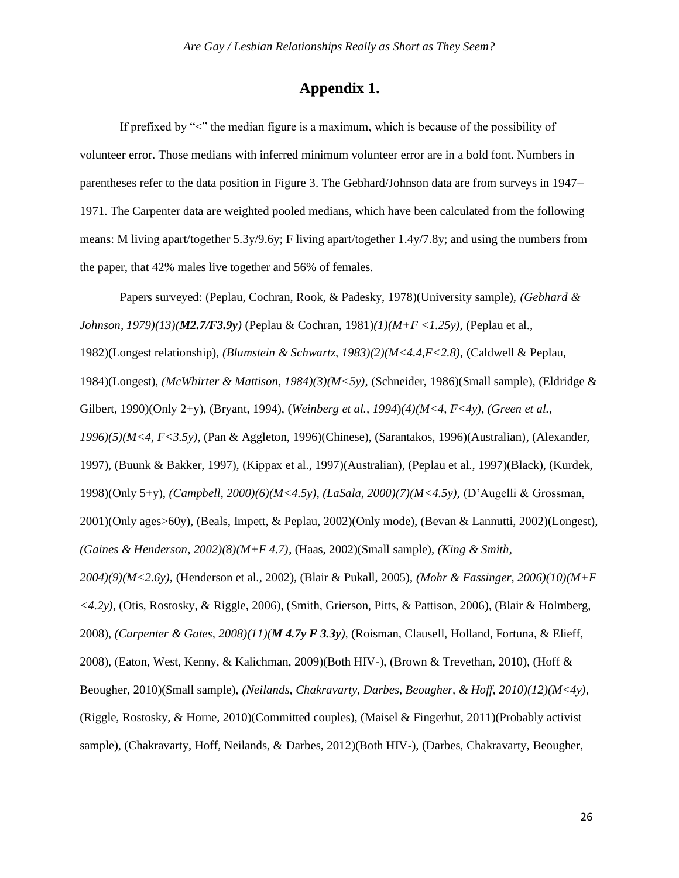# Appendix 1.

If prefixed by "<" the median figure is a maximum, which is because of the possibility of volunteer error. Those medians with inferred minimum volunteer error are in a bold font. Numbers in parentheses refer to the data position in Figure 3. The Gebhard/Johnson data are from surveys in 1947–1971. The Carpenter data are weighted pooled medians, which have been calculated from the following means: M living apart/together 5.3y/9.6y; F living apart/together 1.4y/7.8y; and using the numbers from the paper, that 42% males live together and 56% of females.

Papers surveyed: (Peplau, Cochran, Rook, & Padesky, 1978)(University sample), *(Gebhard & Johnson, 1979)(13)(**M2.7/F3.9y**)* (Peplau & Cochran, 1981)*(1)(M+F <1.25y),* (Peplau et al., 1982)(Longest relationship), *(Blumstein & Schwartz, 1983)(2)(M<4.4,F<2.8),* (Caldwell & Peplau, 1984)(Longest), *(McWhirter & Mattison, 1984)(3)(M<5y),* (Schneider, 1986)(Small sample), (Eldridge & Gilbert, 1990)(Only 2+y), (Bryant, 1994), (*Weinberg et al., 1994*)*(4)(M<4, F<4y), (Green et al., 1996)(5)(M<4, F<3.5y),* (Pan & Aggleton, 1996)(Chinese), (Sarantakos, 1996)(Australian), (Alexander, 1997), (Buunk & Bakker, 1997), (Kippax et al., 1997)(Australian), (Peplau et al., 1997)(Black), (Kurdek, 1998)(Only 5+y), *(Campbell, 2000)(6)(M<4.5y), (LaSala, 2000)(7)(M<4.5y),* (D'Augelli & Grossman, 2001)(Only ages>60y), (Beals, Impett, & Peplau, 2002)(Only mode), (Bevan & Lannutti, 2002)(Longest), *(Gaines & Henderson, 2002)(8)(M+F 4.7),* (Haas, 2002)(Small sample), *(King & Smith, 2004)(9)(M<2.6y),* (Henderson et al., 2002), (Blair & Pukall, 2005), *(Mohr & Fassinger, 2006)(10)(M+F <4.2y),* (Otis, Rostosky, & Riggle, 2006), (Smith, Grierson, Pitts, & Pattison, 2006), (Blair & Holmberg, 2008), *(Carpenter & Gates, 2008)(11)(**M 4.7y F 3.3y**),* (Roisman, Clausell, Holland, Fortuna, & Elieff, 2008), (Eaton, West, Kenny, & Kalichman, 2009)(Both HIV-), (Brown & Trevethan, 2010), (Hoff & Beougher, 2010)(Small sample), *(Neilands, Chakravarty, Darbes, Beougher, & Hoff, 2010)(12)(M<4y),* (Riggle, Rostosky, & Horne, 2010)(Committed couples), (Maisel & Fingerhut, 2011)(Probably activist sample), (Chakravarty, Hoff, Neilands, & Darbes, 2012)(Both HIV-), (Darbes, Chakravarty, Beougher,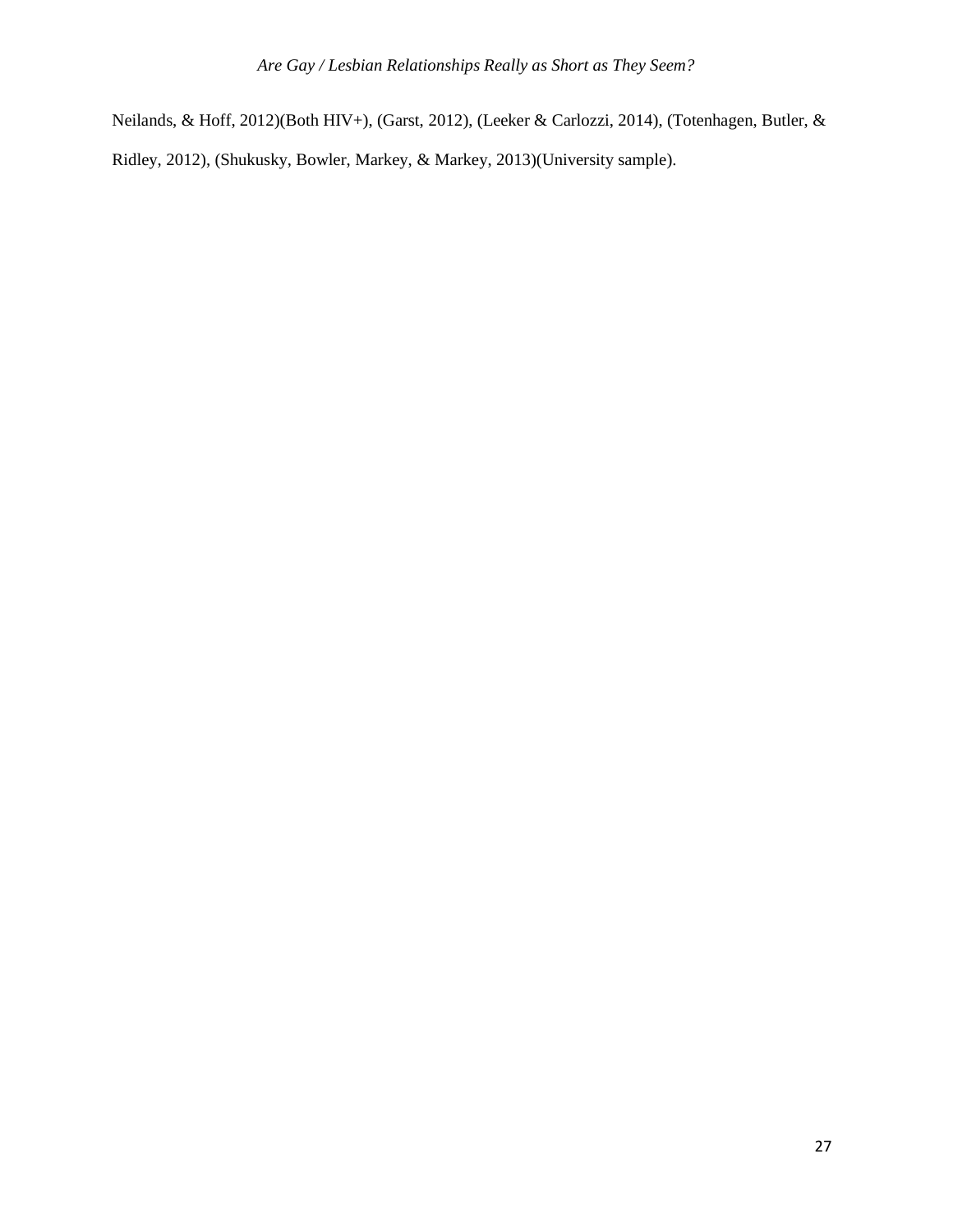Neilands, & Hoff, 2012)(Both HIV+), (Garst, 2012), (Leeker & Carlozzi, 2014), (Totenhagen, Butler, & Ridley, 2012), (Shukusky, Bowler, Markey, & Markey, 2013)(University sample).